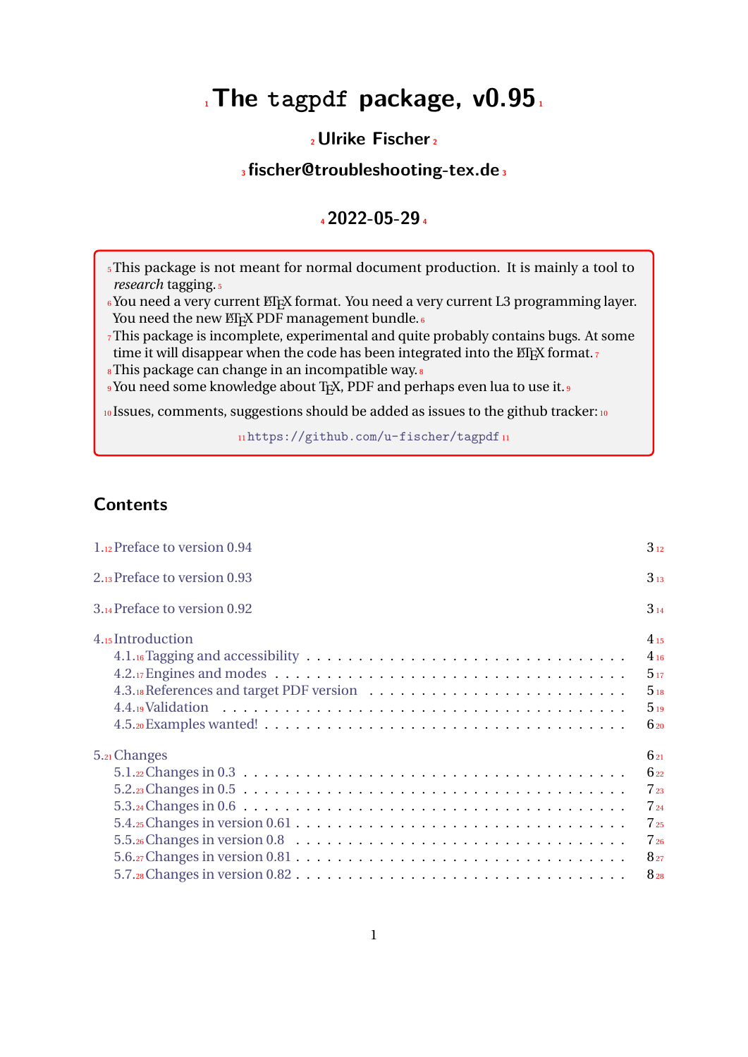# The tagpdf package, v0.95

**Ulrike Fischer**

**fischer@troubleshooting-tex.de**

**2022-05-29**

This package is not meant for normal document production. It is mainly a tool to *research* tagging.

You need a very current LaTeX format. You need a very current L3 programming layer. You need the new LaTeX PDF management bundle.

This package is incomplete, experimental and quite probably contains bugs. At some time it will disappear when the code has been integrated into the LaTeX format.

This package can change in an incompatible way.

You need some knowledge about TeX, PDF and perhaps even lua to use it.

Issues, comments, suggestions should be added as issues to the github tracker:

https://github.com/u-fischer/tagpdf

## Contents

1. Preface to version 0.94 — 3
2. Preface to version 0.93 — 3
3. Preface to version 0.92 — 3
4. Introduction — 4
   - 4.1. Tagging and accessibility — 4
   - 4.2. Engines and modes — 5
   - 4.3. References and target PDF version — 5
   - 4.4. Validation — 5
   - 4.5. Examples wanted! — 6
5. Changes — 6
   - 5.1. Changes in 0.3 — 6
   - 5.2. Changes in 0.5 — 7
   - 5.3. Changes in 0.6 — 7
   - 5.4. Changes in version 0.61 — 7
   - 5.5. Changes in version 0.8 — 7
   - 5.6. Changes in version 0.81 — 8
   - 5.7. Changes in version 0.82 — 8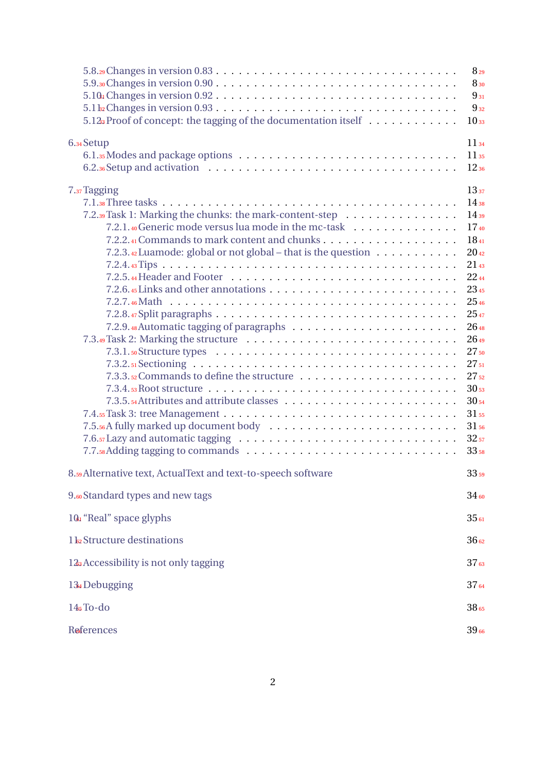- 5.8. Changes in version 0.83 . . . . . 8
- 5.9. Changes in version 0.90 . . . . . 8
- 5.10. Changes in version 0.92 . . . . . 9
- 5.11. Changes in version 0.93 . . . . . 9
- 5.12. Proof of concept: the tagging of the documentation itself . . . . . 10

6. Setup . . . . . 11
- 6.1. Modes and package options . . . . . 11
- 6.2. Setup and activation . . . . . 12

7. Tagging . . . . . 13
- 7.1. Three tasks . . . . . 14
- 7.2. Task 1: Marking the chunks: the mark-content-step . . . . . 14
  - 7.2.1. Generic mode versus lua mode in the mc-task . . . . . 17
  - 7.2.2. Commands to mark content and chunks . . . . . 18
  - 7.2.3. Luamode: global or not global – that is the question . . . . . 20
  - 7.2.4. Tips . . . . . 21
  - 7.2.5. Header and Footer . . . . . 22
  - 7.2.6. Links and other annotations . . . . . 23
  - 7.2.7. Math . . . . . 25
  - 7.2.8. Split paragraphs . . . . . 25
  - 7.2.9. Automatic tagging of paragraphs . . . . . 26
- 7.3. Task 2: Marking the structure . . . . . 26
  - 7.3.1. Structure types . . . . . 27
  - 7.3.2. Sectioning . . . . . 27
  - 7.3.3. Commands to define the structure . . . . . 27
  - 7.3.4. Root structure . . . . . 30
  - 7.3.5. Attributes and attribute classes . . . . . 30
- 7.4. Task 3: tree Management . . . . . 31
- 7.5. A fully marked up document body . . . . . 31
- 7.6. Lazy and automatic tagging . . . . . 32
- 7.7. Adding tagging to commands . . . . . 33

8. Alternative text, ActualText and text-to-speech software . . . . . 33

9. Standard types and new tags . . . . . 34

10. “Real” space glyphs . . . . . 35

11. Structure destinations . . . . . 36

12. Accessibility is not only tagging . . . . . 37

13. Debugging . . . . . 37

14. To-do . . . . . 38

References . . . . . 39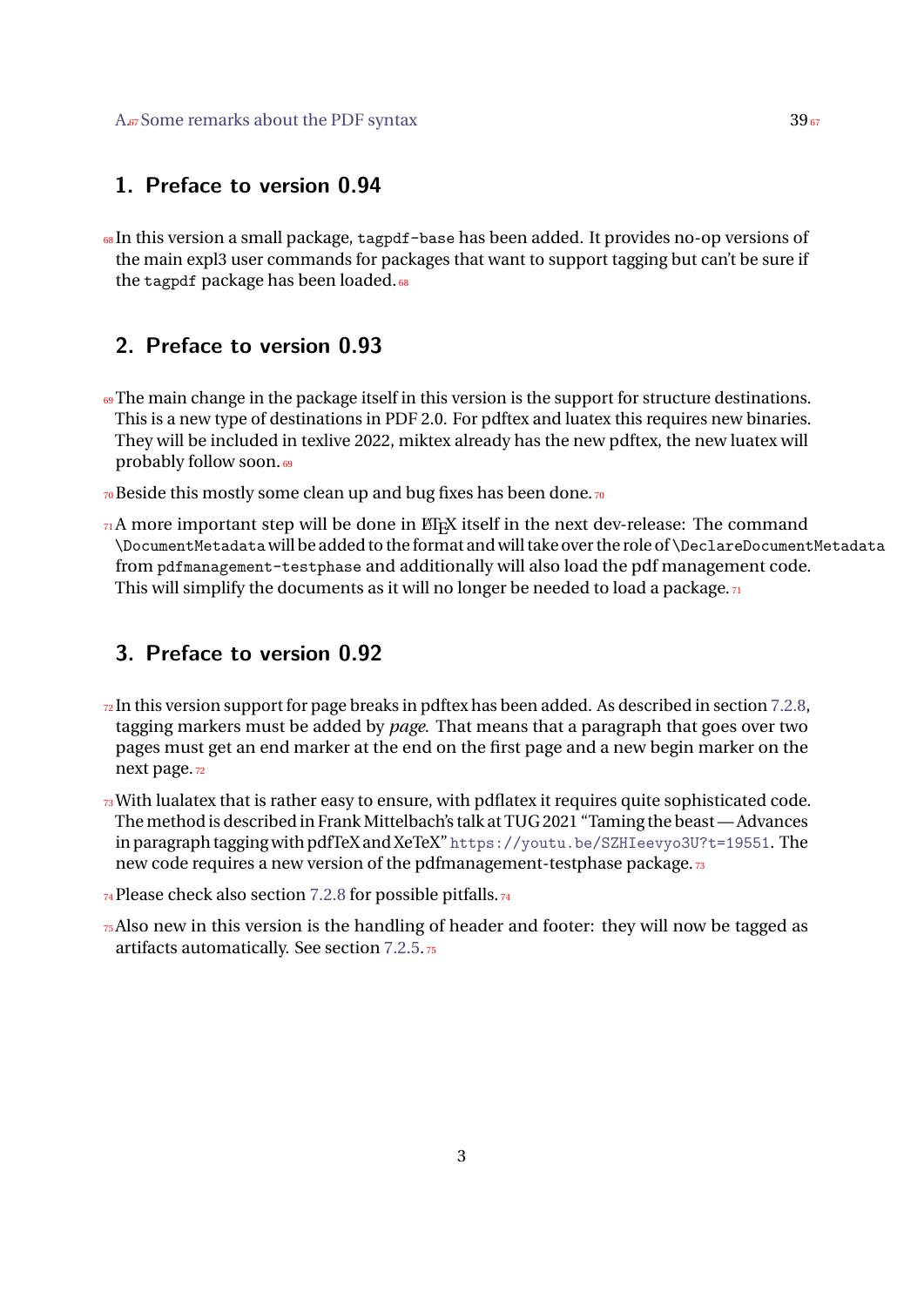# 1. Preface to version 0.94

In this version a small package, `tagpdf-base` has been added. It provides no-op versions of the main expl3 user commands for packages that want to support tagging but can't be sure if the `tagpdf` package has been loaded.

# 2. Preface to version 0.93

The main change in the package itself in this version is the support for structure destinations. This is a new type of destinations in PDF 2.0. For pdftex and luatex this requires new binaries. They will be included in texlive 2022, miktex already has the new pdftex, the new luatex will probably follow soon.

Beside this mostly some clean up and bug fixes has been done.

A more important step will be done in LaTeX itself in the next dev-release: The command `\DocumentMetadata` will be added to the format and will take over the role of `\DeclareDocumentMetadata` from `pdfmanagement-testphase` and additionally will also load the pdf management code. This will simplify the documents as it will no longer be needed to load a package.

# 3. Preface to version 0.92

In this version support for page breaks in pdftex has been added. As described in section 7.2.8, tagging markers must be added by *page*. That means that a paragraph that goes over two pages must get an end marker at the end on the first page and a new begin marker on the next page.

With lualatex that is rather easy to ensure, with pdflatex it requires quite sophisticated code. The method is described in Frank Mittelbach's talk at TUG 2021 "Taming the beast — Advances in paragraph tagging with pdfTeX and XeTeX" `https://youtu.be/SZHIeevyo3U?t=19551`. The new code requires a new version of the pdfmanagement-testphase package.

Please check also section 7.2.8 for possible pitfalls.

Also new in this version is the handling of header and footer: they will now be tagged as artifacts automatically. See section 7.2.5.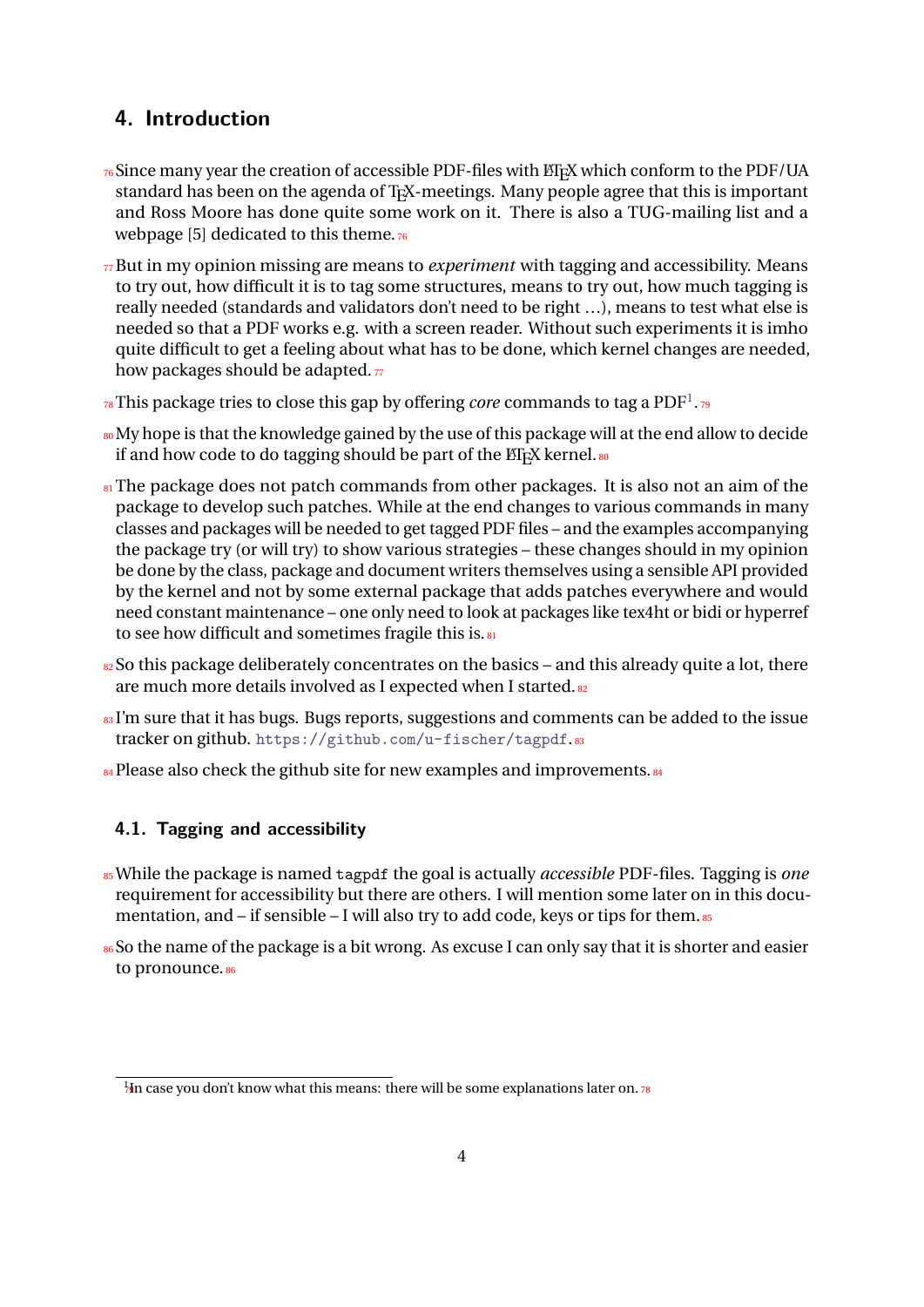## 4. Introduction

Since many year the creation of accessible PDF-files with LaTeX which conform to the PDF/UA standard has been on the agenda of TeX-meetings. Many people agree that this is important and Ross Moore has done quite some work on it. There is also a TUG-mailing list and a webpage [5] dedicated to this theme.

But in my opinion missing are means to *experiment* with tagging and accessibility. Means to try out, how difficult it is to tag some structures, means to try out, how much tagging is really needed (standards and validators don't need to be right ...), means to test what else is needed so that a PDF works e.g. with a screen reader. Without such experiments it is imho quite difficult to get a feeling about what has to be done, which kernel changes are needed, how packages should be adapted.

This package tries to close this gap by offering *core* commands to tag a PDF[1].

My hope is that the knowledge gained by the use of this package will at the end allow to decide if and how code to do tagging should be part of the LaTeX kernel.

The package does not patch commands from other packages. It is also not an aim of the package to develop such patches. While at the end changes to various commands in many classes and packages will be needed to get tagged PDF files – and the examples accompanying the package try (or will try) to show various strategies – these changes should in my opinion be done by the class, package and document writers themselves using a sensible API provided by the kernel and not by some external package that adds patches everywhere and would need constant maintenance – one only need to look at packages like tex4ht or bidi or hyperref to see how difficult and sometimes fragile this is.

So this package deliberately concentrates on the basics – and this already quite a lot, there are much more details involved as I expected when I started.

I'm sure that it has bugs. Bugs reports, suggestions and comments can be added to the issue tracker on github. `https://github.com/u-fischer/tagpdf`.

Please also check the github site for new examples and improvements.

### 4.1. Tagging and accessibility

While the package is named `tagpdf` the goal is actually *accessible* PDF-files. Tagging is *one* requirement for accessibility but there are others. I will mention some later on in this documentation, and – if sensible – I will also try to add code, keys or tips for them.

So the name of the package is a bit wrong. As excuse I can only say that it is shorter and easier to pronounce.

[1] In case you don't know what this means: there will be some explanations later on.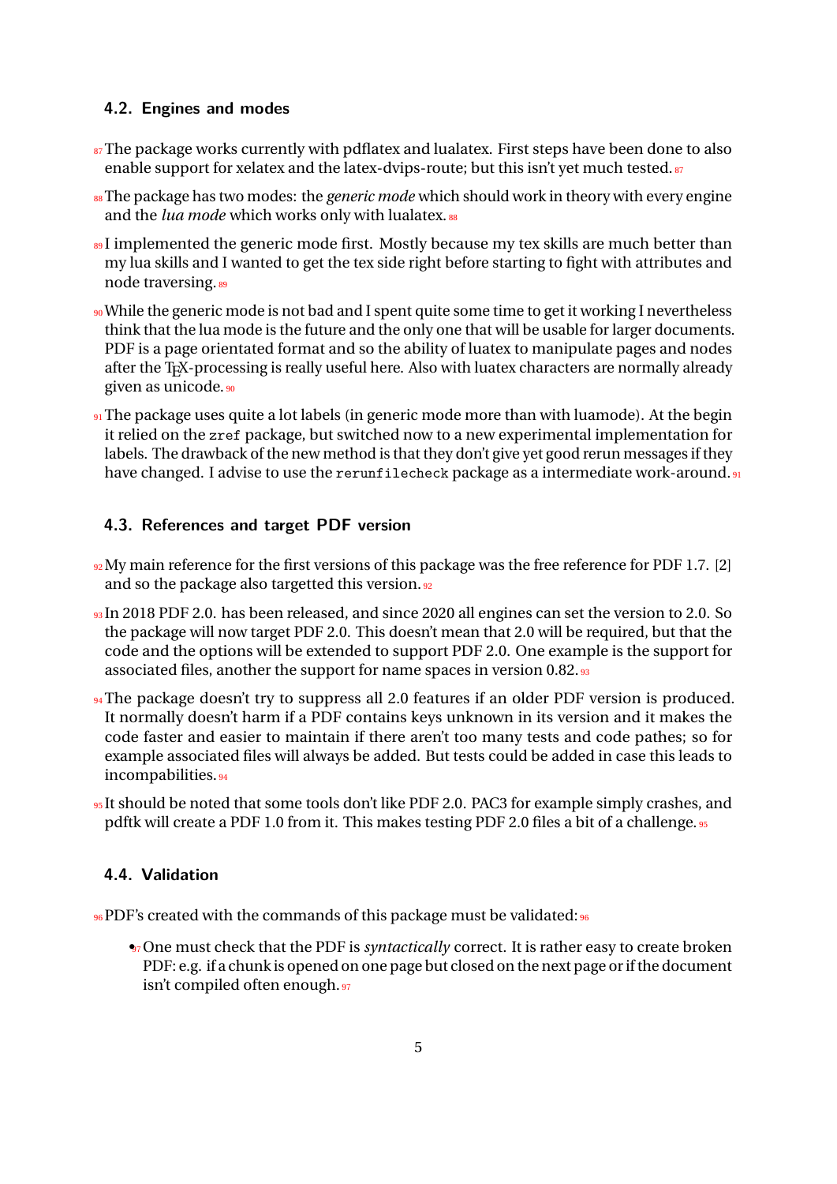### 4.2. Engines and modes

The package works currently with pdflatex and lualatex. First steps have been done to also enable support for xelatex and the latex-dvips-route; but this isn't yet much tested.

The package has two modes: the *generic mode* which should work in theory with every engine and the *lua mode* which works only with lualatex.

I implemented the generic mode first. Mostly because my tex skills are much better than my lua skills and I wanted to get the tex side right before starting to fight with attributes and node traversing.

While the generic mode is not bad and I spent quite some time to get it working I nevertheless think that the lua mode is the future and the only one that will be usable for larger documents. PDF is a page orientated format and so the ability of luatex to manipulate pages and nodes after the TeX-processing is really useful here. Also with luatex characters are normally already given as unicode.

The package uses quite a lot labels (in generic mode more than with luamode). At the begin it relied on the `zref` package, but switched now to a new experimental implementation for labels. The drawback of the new method is that they don't give yet good rerun messages if they have changed. I advise to use the `rerunfilecheck` package as a intermediate work-around.

### 4.3. References and target PDF version

My main reference for the first versions of this package was the free reference for PDF 1.7. [2] and so the package also targetted this version.

In 2018 PDF 2.0. has been released, and since 2020 all engines can set the version to 2.0. So the package will now target PDF 2.0. This doesn't mean that 2.0 will be required, but that the code and the options will be extended to support PDF 2.0. One example is the support for associated files, another the support for name spaces in version 0.82.

The package doesn't try to suppress all 2.0 features if an older PDF version is produced. It normally doesn't harm if a PDF contains keys unknown in its version and it makes the code faster and easier to maintain if there aren't too many tests and code pathes; so for example associated files will always be added. But tests could be added in case this leads to incompabilities.

It should be noted that some tools don't like PDF 2.0. PAC3 for example simply crashes, and pdftk will create a PDF 1.0 from it. This makes testing PDF 2.0 files a bit of a challenge.

### 4.4. Validation

PDF's created with the commands of this package must be validated:

- One must check that the PDF is *syntactically* correct. It is rather easy to create broken PDF: e.g. if a chunk is opened on one page but closed on the next page or if the document isn't compiled often enough.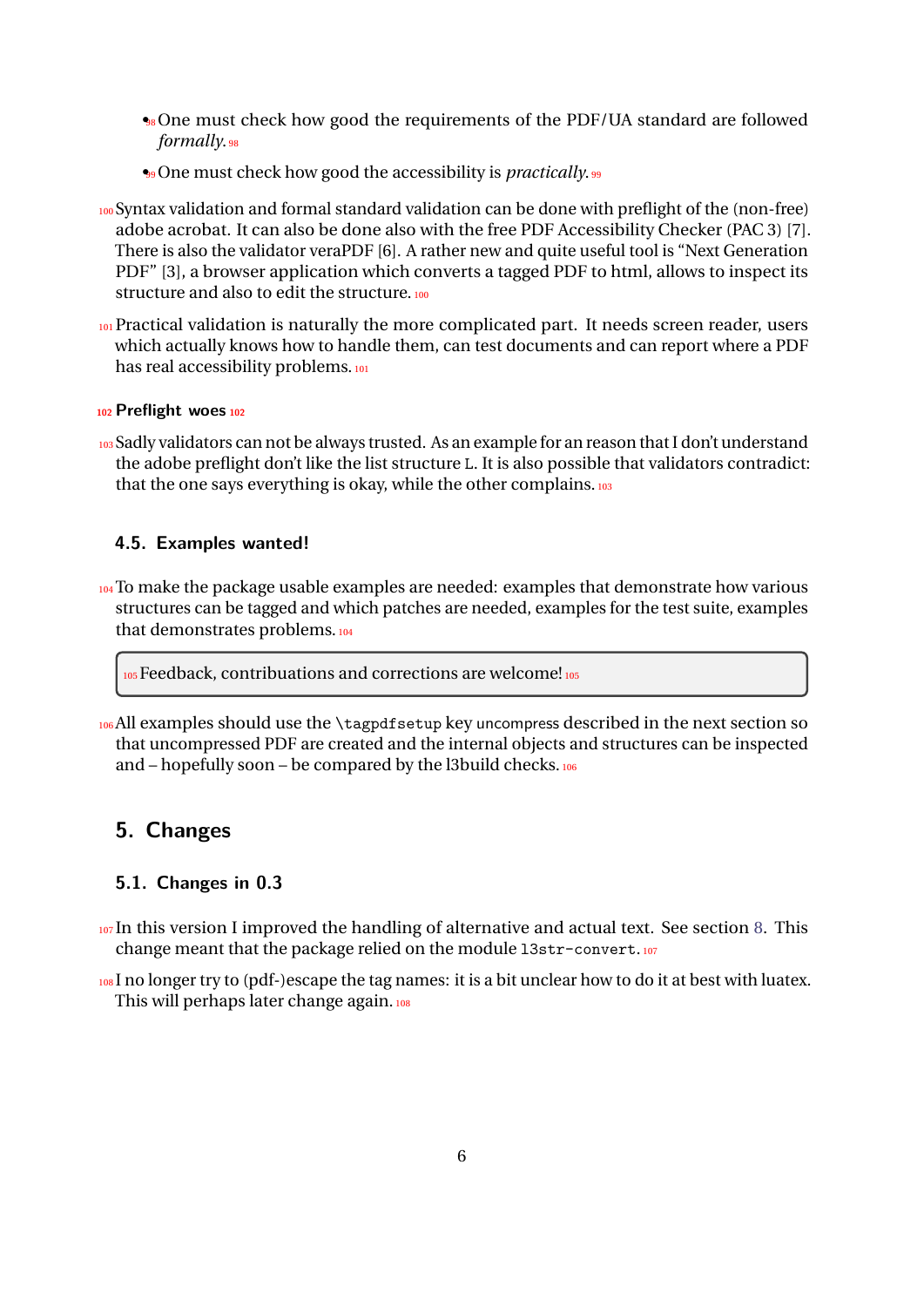- One must check how good the requirements of the PDF/UA standard are followed *formally*.
- One must check how good the accessibility is *practically*.

Syntax validation and formal standard validation can be done with preflight of the (non-free) adobe acrobat. It can also be done also with the free PDF Accessibility Checker (PAC 3) [7]. There is also the validator veraPDF [6]. A rather new and quite useful tool is "Next Generation PDF" [3], a browser application which converts a tagged PDF to html, allows to inspect its structure and also to edit the structure.

Practical validation is naturally the more complicated part. It needs screen reader, users which actually knows how to handle them, can test documents and can report where a PDF has real accessibility problems.

**Preflight woes**

Sadly validators can not be always trusted. As an example for an reason that I don't understand the adobe preflight don't like the list structure `L`. It is also possible that validators contradict: that the one says everything is okay, while the other complains.

### 4.5. Examples wanted!

To make the package usable examples are needed: examples that demonstrate how various structures can be tagged and which patches are needed, examples for the test suite, examples that demonstrates problems.

> Feedback, contribuations and corrections are welcome!

All examples should use the `\tagpdfsetup` key uncompress described in the next section so that uncompressed PDF are created and the internal objects and structures can be inspected and – hopefully soon – be compared by the l3build checks.

## 5. Changes

### 5.1. Changes in 0.3

In this version I improved the handling of alternative and actual text. See section 8. This change meant that the package relied on the module `l3str-convert`.

I no longer try to (pdf-)escape the tag names: it is a bit unclear how to do it at best with luatex. This will perhaps later change again.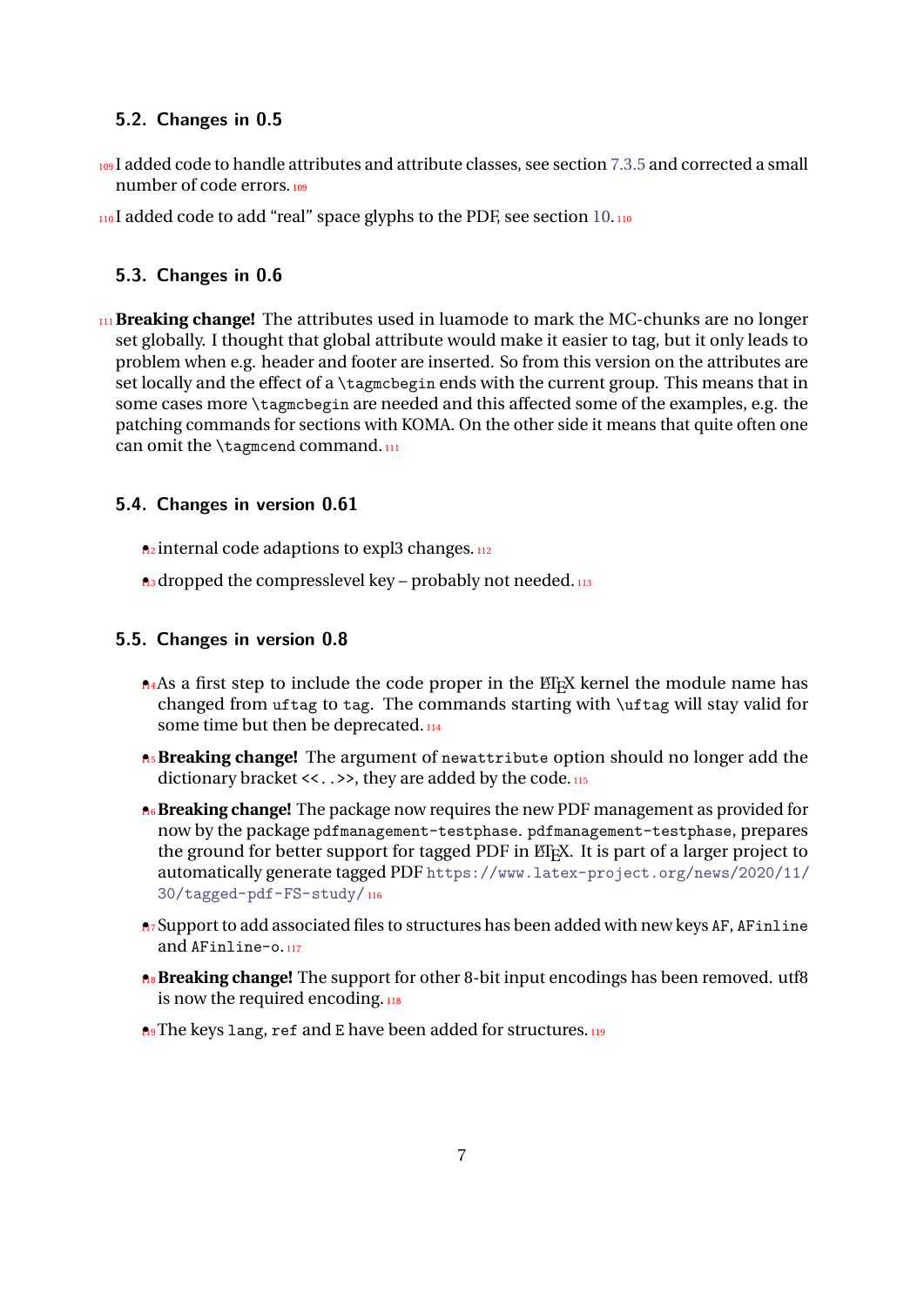## 5.2. Changes in 0.5

I added code to handle attributes and attribute classes, see section 7.3.5 and corrected a small number of code errors.

I added code to add "real" space glyphs to the PDF, see section 10.

## 5.3. Changes in 0.6

**Breaking change!** The attributes used in luamode to mark the MC-chunks are no longer set globally. I thought that global attribute would make it easier to tag, but it only leads to problem when e.g. header and footer are inserted. So from this version on the attributes are set locally and the effect of a `\tagmcbegin` ends with the current group. This means that in some cases more `\tagmcbegin` are needed and this affected some of the examples, e.g. the patching commands for sections with KOMA. On the other side it means that quite often one can omit the `\tagmcend` command.

## 5.4. Changes in version 0.61

- internal code adaptions to expl3 changes.
- dropped the compresslevel key – probably not needed.

## 5.5. Changes in version 0.8

- As a first step to include the code proper in the LaTeX kernel the module name has changed from `uftag` to `tag`. The commands starting with `\uftag` will stay valid for some time but then be deprecated.
- **Breaking change!** The argument of `newattribute` option should no longer add the dictionary bracket `<<..>>`, they are added by the code.
- **Breaking change!** The package now requires the new PDF management as provided for now by the package `pdfmanagement-testphase`. `pdfmanagement-testphase`, prepares the ground for better support for tagged PDF in LaTeX. It is part of a larger project to automatically generate tagged PDF https://www.latex-project.org/news/2020/11/30/tagged-pdf-FS-study/
- Support to add associated files to structures has been added with new keys `AF`, `AFinline` and `AFinline-o`.
- **Breaking change!** The support for other 8-bit input encodings has been removed. utf8 is now the required encoding.
- The keys `lang`, `ref` and `E` have been added for structures.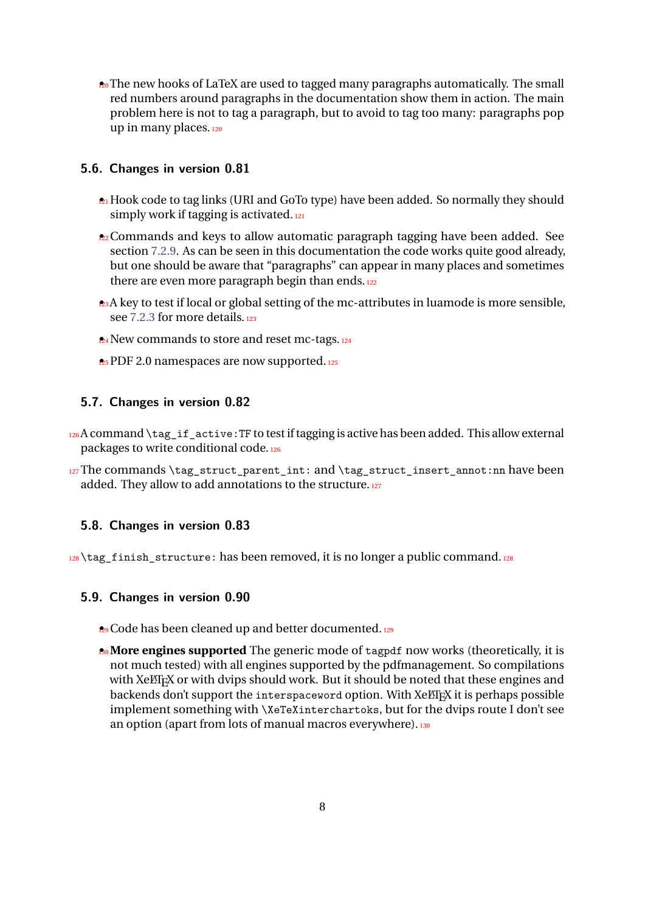- The new hooks of LaTeX are used to tagged many paragraphs automatically. The small red numbers around paragraphs in the documentation show them in action. The main problem here is not to tag a paragraph, but to avoid to tag too many: paragraphs pop up in many places.

### 5.6. Changes in version 0.81

- Hook code to tag links (URI and GoTo type) have been added. So normally they should simply work if tagging is activated.
- Commands and keys to allow automatic paragraph tagging have been added. See section 7.2.9. As can be seen in this documentation the code works quite good already, but one should be aware that "paragraphs" can appear in many places and sometimes there are even more paragraph begin than ends.
- A key to test if local or global setting of the mc-attributes in luamode is more sensible, see 7.2.3 for more details.
- New commands to store and reset mc-tags.
- PDF 2.0 namespaces are now supported.

### 5.7. Changes in version 0.82

A command `\tag_if_active:TF` to test if tagging is active has been added. This allow external packages to write conditional code.

The commands `\tag_struct_parent_int:` and `\tag_struct_insert_annot:nn` have been added. They allow to add annotations to the structure.

### 5.8. Changes in version 0.83

`\tag_finish_structure:` has been removed, it is no longer a public command.

### 5.9. Changes in version 0.90

- Code has been cleaned up and better documented.
- **More engines supported** The generic mode of `tagpdf` now works (theoretically, it is not much tested) with all engines supported by the pdfmanagement. So compilations with XeLaTeX or with dvips should work. But it should be noted that these engines and backends don't support the `interspaceword` option. With XeLaTeX it is perhaps possible implement something with `\XeTeXinterchartoks`, but for the dvips route I don't see an option (apart from lots of manual macros everywhere).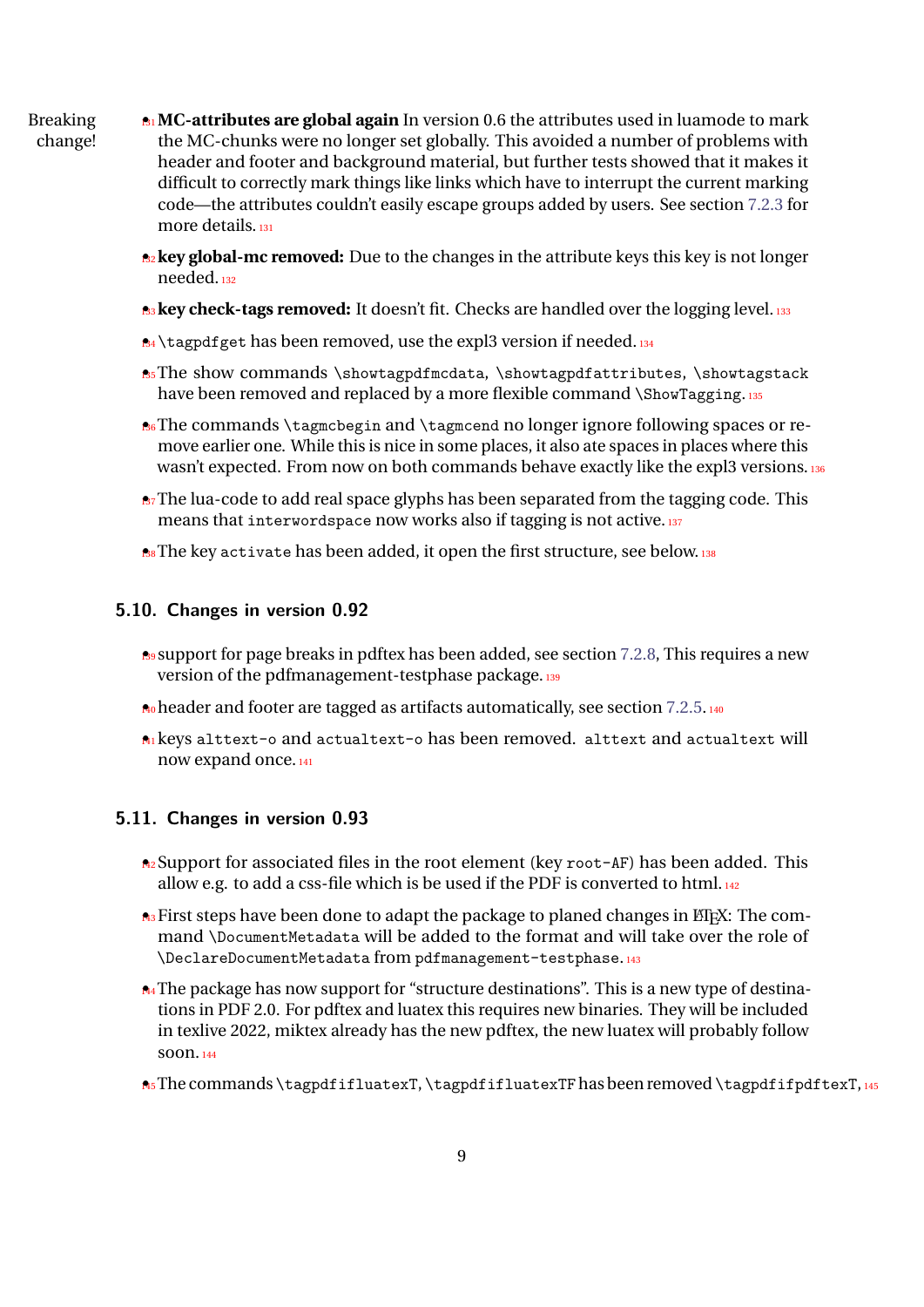Breaking change!

- **MC-attributes are global again** In version 0.6 the attributes used in luamode to mark the MC-chunks were no longer set globally. This avoided a number of problems with header and footer and background material, but further tests showed that it makes it difficult to correctly mark things like links which have to interrupt the current marking code—the attributes couldn't easily escape groups added by users. See section 7.2.3 for more details.
- **key global-mc removed:** Due to the changes in the attribute keys this key is not longer needed.
- **key check-tags removed:** It doesn't fit. Checks are handled over the logging level.
- `\tagpdfget` has been removed, use the expl3 version if needed.
- The show commands `\showtagpdfmcdata`, `\showtagpdfattributes`, `\showtagstack` have been removed and replaced by a more flexible command `\ShowTagging`.
- The commands `\tagmcbegin` and `\tagmcend` no longer ignore following spaces or remove earlier one. While this is nice in some places, it also ate spaces in places where this wasn't expected. From now on both commands behave exactly like the expl3 versions.
- The lua-code to add real space glyphs has been separated from the tagging code. This means that `interwordspace` now works also if tagging is not active.
- The key `activate` has been added, it open the first structure, see below.

## 5.10. Changes in version 0.92

- support for page breaks in pdftex has been added, see section 7.2.8, This requires a new version of the pdfmanagement-testphase package.
- header and footer are tagged as artifacts automatically, see section 7.2.5.
- keys `alttext-o` and `actualtext-o` has been removed. `alttext` and `actualtext` will now expand once.

## 5.11. Changes in version 0.93

- Support for associated files in the root element (key `root-AF`) has been added. This allow e.g. to add a css-file which is be used if the PDF is converted to html.
- First steps have been done to adapt the package to planed changes in LaTeX: The command `\DocumentMetadata` will be added to the format and will take over the role of `\DeclareDocumentMetadata` from `pdfmanagement-testphase`.
- The package has now support for "structure destinations". This is a new type of destinations in PDF 2.0. For pdftex and luatex this requires new binaries. They will be included in texlive 2022, miktex already has the new pdftex, the new luatex will probably follow soon.
- The commands `\tagpdfifluatexT`, `\tagpdfifluatexTF` has been removed `\tagpdfifpdftexT`,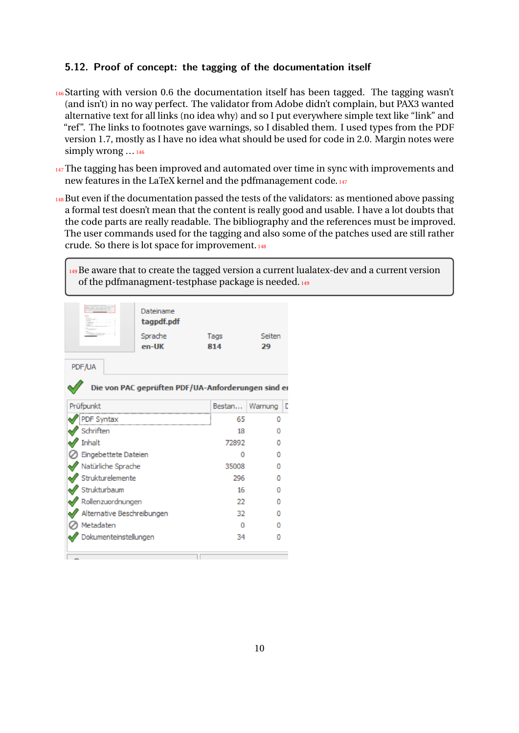### 5.12. Proof of concept: the tagging of the documentation itself

Starting with version 0.6 the documentation itself has been tagged. The tagging wasn't (and isn't) in no way perfect. The validator from Adobe didn't complain, but PAX3 wanted alternative text for all links (no idea why) and so I put everywhere simple text like "link" and "ref". The links to footnotes gave warnings, so I disabled them. I used types from the PDF version 1.7, mostly as I have no idea what should be used for code in 2.0. Margin notes were simply wrong ...

The tagging has been improved and automated over time in sync with improvements and new features in the LaTeX kernel and the pdfmanagement code.

But even if the documentation passed the tests of the validators: as mentioned above passing a formal test doesn't mean that the content is really good and usable. I have a lot doubts that the code parts are really readable. The bibliography and the references must be improved. The user commands used for the tagging and also some of the patches used are still rather crude. So there is lot space for improvement.

> Be aware that to create the tagged version a current lualatex-dev and a current version of the pdfmanagment-testphase package is needed.

Dateiname **tagpdf.pdf**

| Sprache | Tags | Seiten |
|---|---|---|
| **en-UK** | **814** | **29** |

PDF/UA

**Die von PAC geprüften PDF/UA-Anforderungen sind er**

| Prüfpunkt | Bestan... | Warnung |
|---|---|---|
| PDF Syntax | 65 | 0 |
| Schriften | 18 | 0 |
| Inhalt | 72892 | 0 |
| Eingebettete Dateien | 0 | 0 |
| Natürliche Sprache | 35008 | 0 |
| Strukturelemente | 296 | 0 |
| Strukturbaum | 16 | 0 |
| Rollenzuordnungen | 22 | 0 |
| Alternative Beschreibungen | 32 | 0 |
| Metadaten | 0 | 0 |
| Dokumenteinstellungen | 34 | 0 |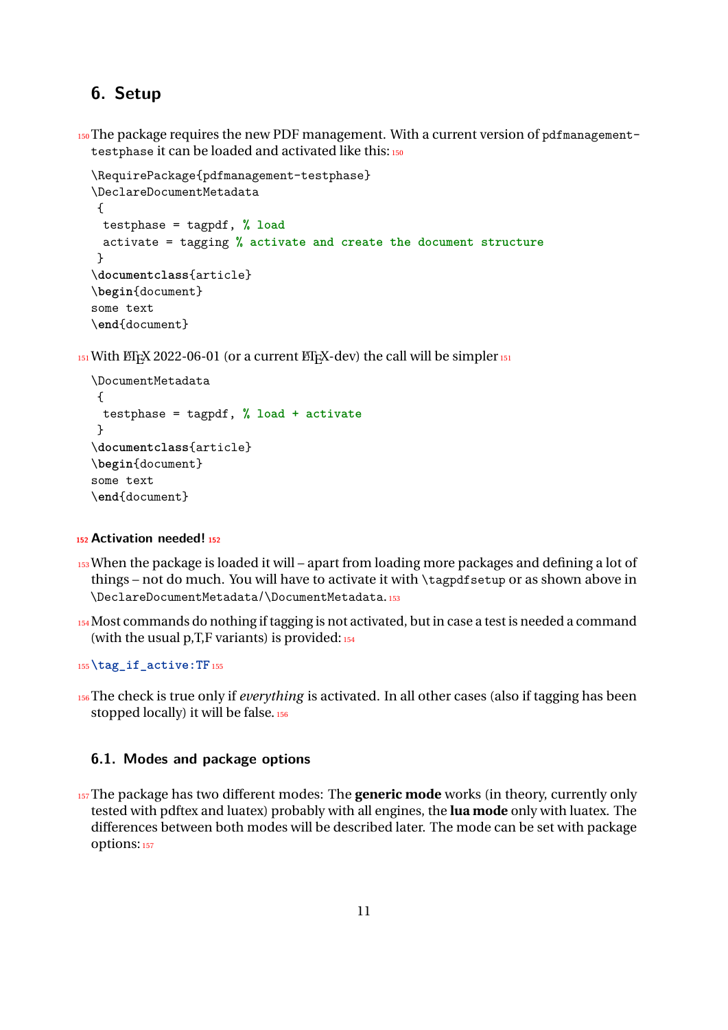## 6. Setup

The package requires the new PDF management. With a current version of `pdfmanagement-testphase` it can be loaded and activated like this:

```
\RequirePackage{pdfmanagement-testphase}
\DeclareDocumentMetadata
 {
  testphase = tagpdf, % load
  activate = tagging % activate and create the document structure
 }
\documentclass{article}
\begin{document}
some text
\end{document}
```

With LaTeX 2022-06-01 (or a current LaTeX-dev) the call will be simpler

```
\DocumentMetadata
 {
  testphase = tagpdf, % load + activate
 }
\documentclass{article}
\begin{document}
some text
\end{document}
```

**Activation needed!**

When the package is loaded it will – apart from loading more packages and defining a lot of things – not do much. You will have to activate it with `\tagpdfsetup` or as shown above in `\DeclareDocumentMetadata/\DocumentMetadata`.

Most commands do nothing if tagging is not activated, but in case a test is needed a command (with the usual p,T,F variants) is provided:

`\tag_if_active:TF`

The check is true only if *everything* is activated. In all other cases (also if tagging has been stopped locally) it will be false.

### 6.1. Modes and package options

The package has two different modes: The **generic mode** works (in theory, currently only tested with pdftex and luatex) probably with all engines, the **lua mode** only with luatex. The differences between both modes will be described later. The mode can be set with package options: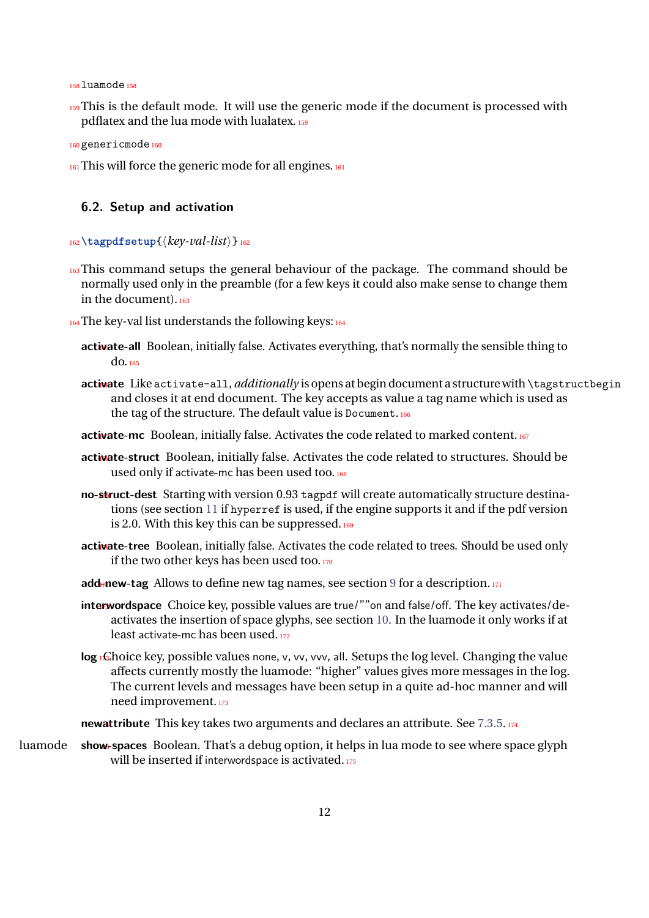luamode

This is the default mode. It will use the generic mode if the document is processed with pdflatex and the lua mode with lualatex.

genericmode

This will force the generic mode for all engines.

## 6.2. Setup and activation

`\tagpdfsetup{⟨key-val-list⟩}`

This command setups the general behaviour of the package. The command should be normally used only in the preamble (for a few keys it could also make sense to change them in the document).

The key-val list understands the following keys:

**activate-all** Boolean, initially false. Activates everything, that's normally the sensible thing to do.

**activate** Like `activate-all`, *additionally* is opens at begin document a structure with `\tagstructbegin` and closes it at end document. The key accepts as value a tag name which is used as the tag of the structure. The default value is `Document`.

**activate-mc** Boolean, initially false. Activates the code related to marked content.

**activate-struct** Boolean, initially false. Activates the code related to structures. Should be used only if activate-mc has been used too.

**no-struct-dest** Starting with version 0.93 `tagpdf` will create automatically structure destinations (see section 11 if `hyperref` is used, if the engine supports it and if the pdf version is 2.0. With this key this can be suppressed.

**activate-tree** Boolean, initially false. Activates the code related to trees. Should be used only if the two other keys has been used too.

**add-new-tag** Allows to define new tag names, see section 9 for a description.

**interwordspace** Choice key, possible values are true/""on and false/off. The key activates/deactivates the insertion of space glyphs, see section 10. In the luamode it only works if at least activate-mc has been used.

**log** Choice key, possible values none, v, vv, vvv, all. Setups the log level. Changing the value affects currently mostly the luamode: "higher" values gives more messages in the log. The current levels and messages have been setup in a quite ad-hoc manner and will need improvement.

**newattribute** This key takes two arguments and declares an attribute. See 7.3.5.

luamode **show-spaces** Boolean. That's a debug option, it helps in lua mode to see where space glyph will be inserted if interwordspace is activated.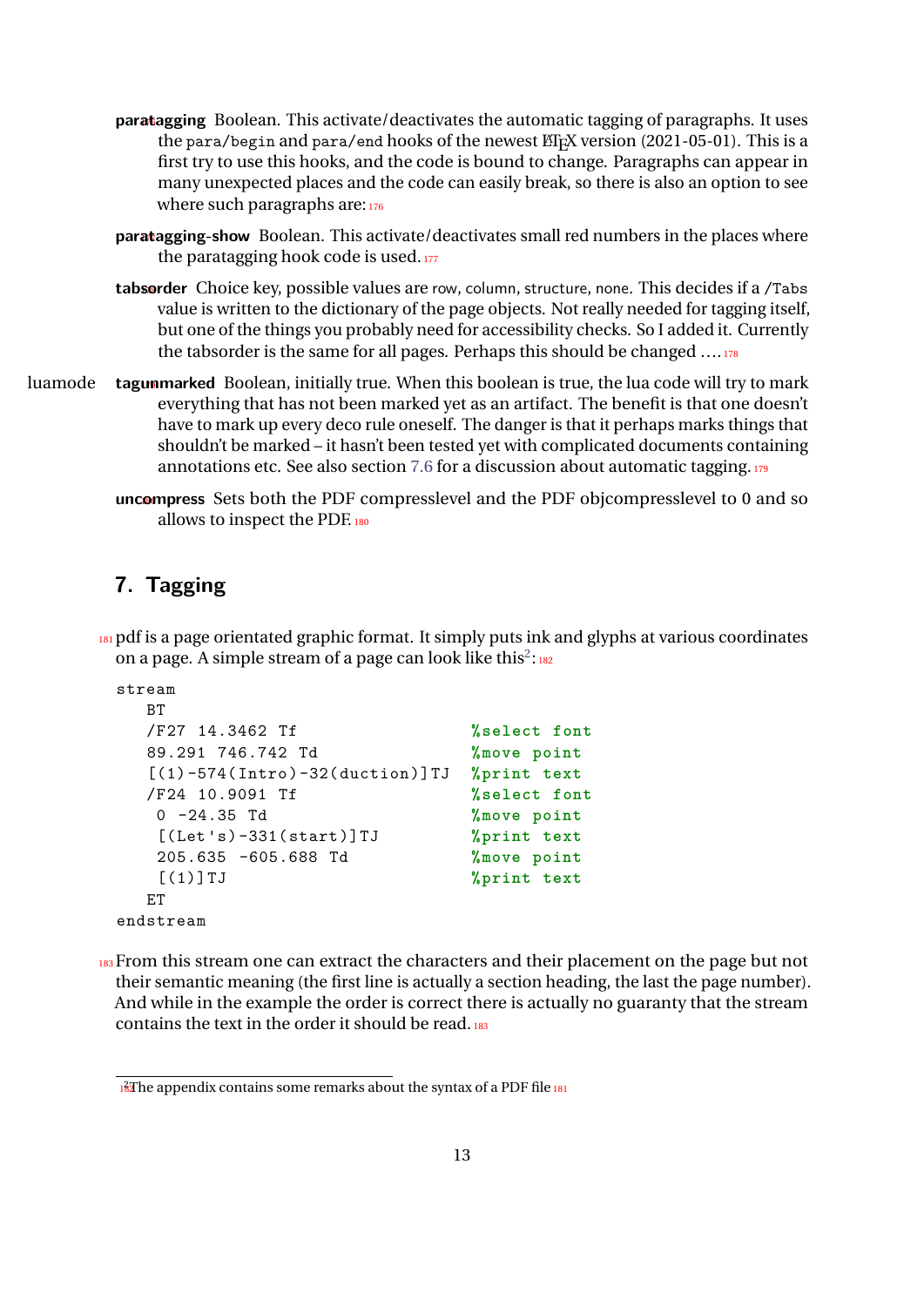**paratagging** Boolean. This activate/deactivates the automatic tagging of paragraphs. It uses the `para/begin` and `para/end` hooks of the newest LaTeX version (2021-05-01). This is a first try to use this hooks, and the code is bound to change. Paragraphs can appear in many unexpected places and the code can easily break, so there is also an option to see where such paragraphs are:

**paratagging-show** Boolean. This activate/deactivates small red numbers in the places where the paratagging hook code is used.

**tabsorder** Choice key, possible values are row, column, structure, none. This decides if a `/Tabs` value is written to the dictionary of the page objects. Not really needed for tagging itself, but one of the things you probably need for accessibility checks. So I added it. Currently the tabsorder is the same for all pages. Perhaps this should be changed ....

luamode **tagunmarked** Boolean, initially true. When this boolean is true, the lua code will try to mark everything that has not been marked yet as an artifact. The benefit is that one doesn't have to mark up every deco rule oneself. The danger is that it perhaps marks things that shouldn't be marked – it hasn't been tested yet with complicated documents containing annotations etc. See also section 7.6 for a discussion about automatic tagging.

**uncompress** Sets both the PDF compresslevel and the PDF objcompresslevel to 0 and so allows to inspect the PDF.

# 7. Tagging

pdf is a page orientated graphic format. It simply puts ink and glyphs at various coordinates on a page. A simple stream of a page can look like this[2]:

```
stream
   BT
   /F27 14.3462 Tf                    %select font
   89.291 746.742 Td                  %move point
   [(1)-574(Intro)-32(duction)]TJ     %print text
   /F24 10.9091 Tf                    %select font
    0 -24.35 Td                       %move point
    [(Let's)-331(start)]TJ            %print text
    205.635 -605.688 Td               %move point
    [(1)]TJ                           %print text
   ET
endstream
```

From this stream one can extract the characters and their placement on the page but not their semantic meaning (the first line is actually a section heading, the last the page number). And while in the example the order is correct there is actually no guaranty that the stream contains the text in the order it should be read.

[2] The appendix contains some remarks about the syntax of a PDF file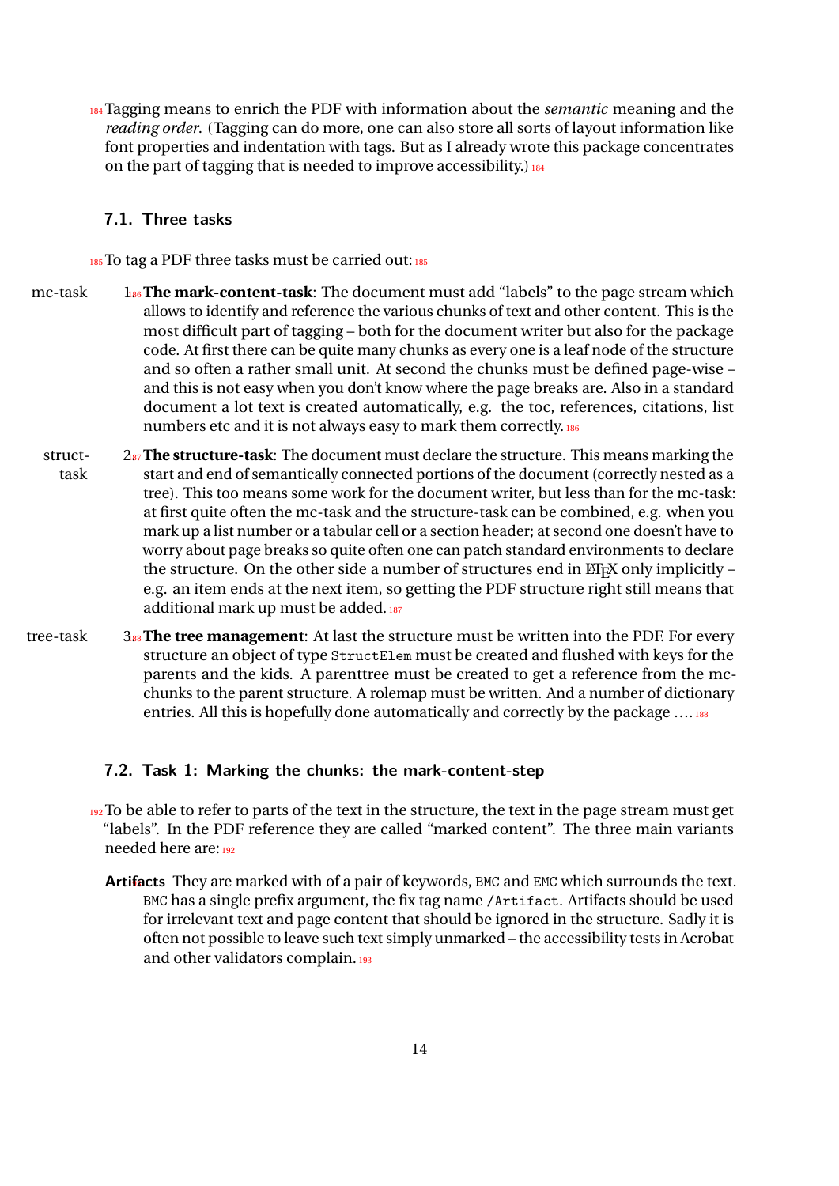Tagging means to enrich the PDF with information about the *semantic* meaning and the *reading order*. (Tagging can do more, one can also store all sorts of layout information like font properties and indentation with tags. But as I already wrote this package concentrates on the part of tagging that is needed to improve accessibility.)

### 7.1. Three tasks

To tag a PDF three tasks must be carried out:

mc-task

1. **The mark-content-task**: The document must add "labels" to the page stream which allows to identify and reference the various chunks of text and other content. This is the most difficult part of tagging – both for the document writer but also for the package code. At first there can be quite many chunks as every one is a leaf node of the structure and so often a rather small unit. At second the chunks must be defined page-wise – and this is not easy when you don't know where the page breaks are. Also in a standard document a lot text is created automatically, e.g. the toc, references, citations, list numbers etc and it is not always easy to mark them correctly.

struct-task

2. **The structure-task**: The document must declare the structure. This means marking the start and end of semantically connected portions of the document (correctly nested as a tree). This too means some work for the document writer, but less than for the mc-task: at first quite often the mc-task and the structure-task can be combined, e.g. when you mark up a list number or a tabular cell or a section header; at second one doesn't have to worry about page breaks so quite often one can patch standard environments to declare the structure. On the other side a number of structures end in LaTeX only implicitly – e.g. an item ends at the next item, so getting the PDF structure right still means that additional mark up must be added.

tree-task

3. **The tree management**: At last the structure must be written into the PDF. For every structure an object of type `StructElem` must be created and flushed with keys for the parents and the kids. A parenttree must be created to get a reference from the mc-chunks to the parent structure. A rolemap must be written. And a number of dictionary entries. All this is hopefully done automatically and correctly by the package ….

### 7.2. Task 1: Marking the chunks: the mark-content-step

To be able to refer to parts of the text in the structure, the text in the page stream must get "labels". In the PDF reference they are called "marked content". The three main variants needed here are:

**Artifacts** They are marked with of a pair of keywords, `BMC` and `EMC` which surrounds the text. `BMC` has a single prefix argument, the fix tag name `/Artifact`. Artifacts should be used for irrelevant text and page content that should be ignored in the structure. Sadly it is often not possible to leave such text simply unmarked – the accessibility tests in Acrobat and other validators complain.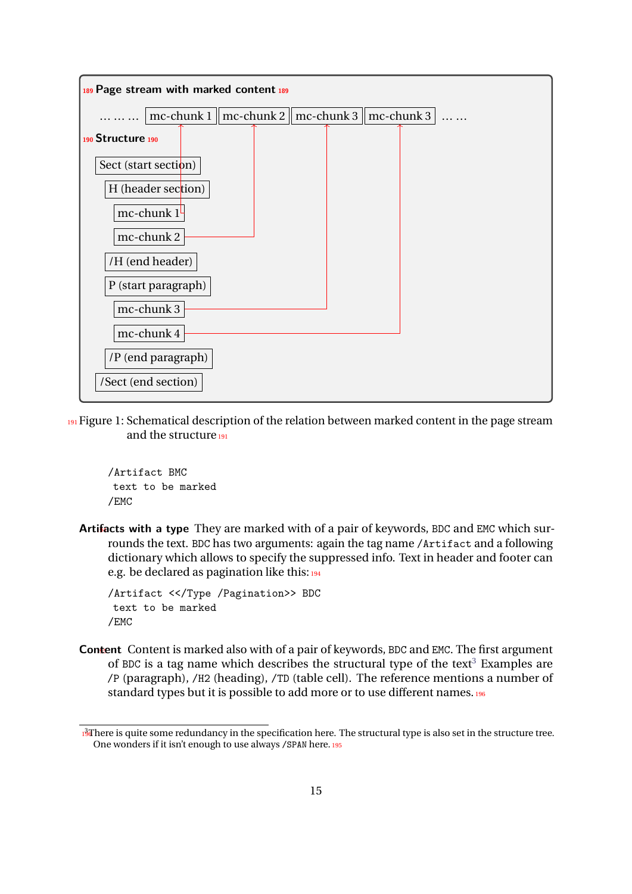**Page stream with marked content**

… … … mc-chunk 1 | mc-chunk 2 | mc-chunk 3 | mc-chunk 3 … …

**Structure**

- Sect (start section)
  - H (header section)
    - mc-chunk 1
    - mc-chunk 2
  - /H (end header)
  - P (start paragraph)
    - mc-chunk 3
    - mc-chunk 4
  - /P (end paragraph)
- /Sect (end section)

Figure 1: Schematical description of the relation between marked content in the page stream and the structure

```
/Artifact BMC
 text to be marked
/EMC
```

**Artifacts with a type** They are marked with of a pair of keywords, `BDC` and `EMC` which surrounds the text. `BDC` has two arguments: again the tag name `/Artifact` and a following dictionary which allows to specify the suppressed info. Text in header and footer can e.g. be declared as pagination like this:

```
/Artifact <</Type /Pagination>> BDC
 text to be marked
/EMC
```

**Content** Content is marked also with of a pair of keywords, `BDC` and `EMC`. The first argument of `BDC` is a tag name which describes the structural type of the text[3] Examples are `/P` (paragraph), `/H2` (heading), `/TD` (table cell). The reference mentions a number of standard types but it is possible to add more or to use different names.

[3] There is quite some redundancy in the specification here. The structural type is also set in the structure tree. One wonders if it isn't enough to use always `/SPAN` here.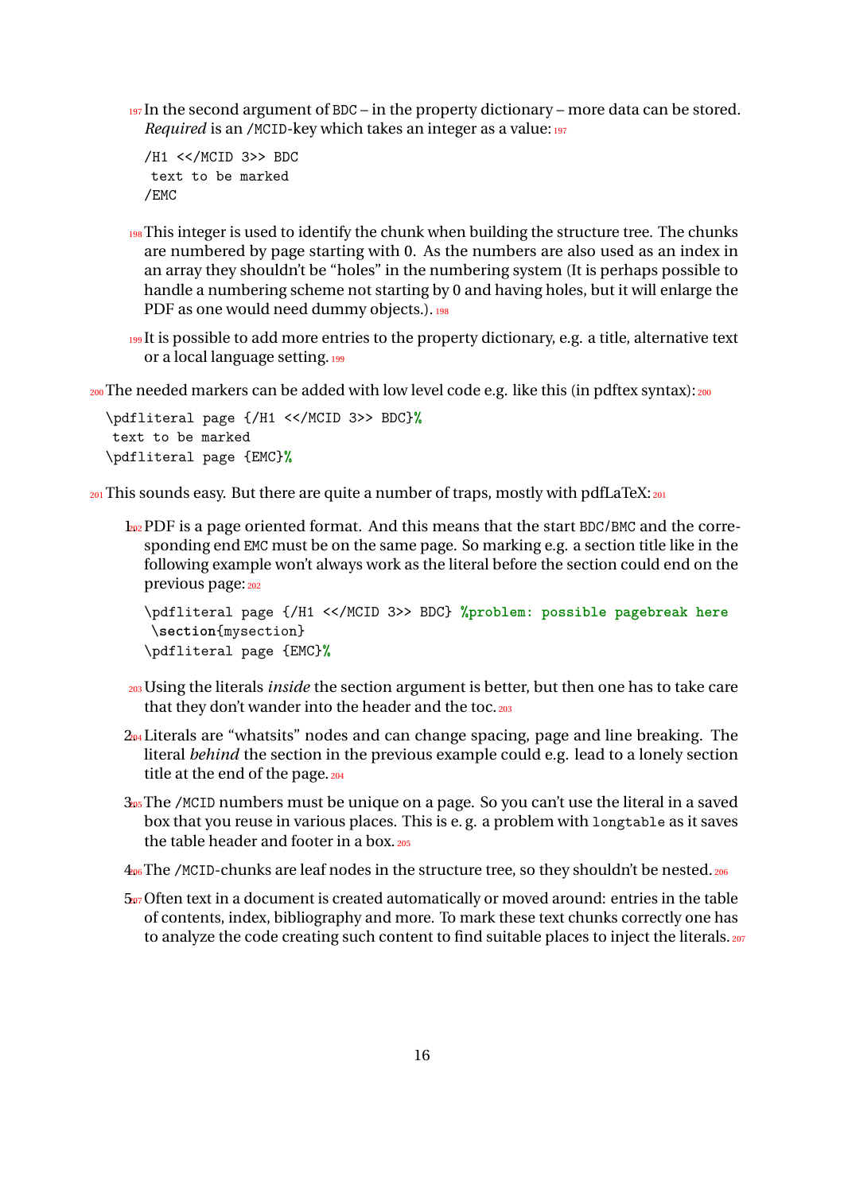In the second argument of `BDC` – in the property dictionary – more data can be stored. *Required* is an `/MCID`-key which takes an integer as a value:

```
/H1 <</MCID 3>> BDC
 text to be marked
/EMC
```

This integer is used to identify the chunk when building the structure tree. The chunks are numbered by page starting with 0. As the numbers are also used as an index in an array they shouldn't be "holes" in the numbering system (It is perhaps possible to handle a numbering scheme not starting by 0 and having holes, but it will enlarge the PDF as one would need dummy objects.).

It is possible to add more entries to the property dictionary, e.g. a title, alternative text or a local language setting.

The needed markers can be added with low level code e.g. like this (in pdftex syntax):

```
\pdfliteral page {/H1 <</MCID 3>> BDC}%
 text to be marked
\pdfliteral page {EMC}%
```

This sounds easy. But there are quite a number of traps, mostly with pdfLaTeX:

1. PDF is a page oriented format. And this means that the start `BDC`/`BMC` and the corresponding end `EMC` must be on the same page. So marking e.g. a section title like in the following example won't always work as the literal before the section could end on the previous page:

   ```
   \pdfliteral page {/H1 <</MCID 3>> BDC} %problem: possible pagebreak here
    \section{mysection}
   \pdfliteral page {EMC}%
   ```

   Using the literals *inside* the section argument is better, but then one has to take care that they don't wander into the header and the toc.

2. Literals are "whatsits" nodes and can change spacing, page and line breaking. The literal *behind* the section in the previous example could e.g. lead to a lonely section title at the end of the page.

3. The `/MCID` numbers must be unique on a page. So you can't use the literal in a saved box that you reuse in various places. This is e. g. a problem with `longtable` as it saves the table header and footer in a box.

4. The `/MCID`-chunks are leaf nodes in the structure tree, so they shouldn't be nested.

5. Often text in a document is created automatically or moved around: entries in the table of contents, index, bibliography and more. To mark these text chunks correctly one has to analyze the code creating such content to find suitable places to inject the literals.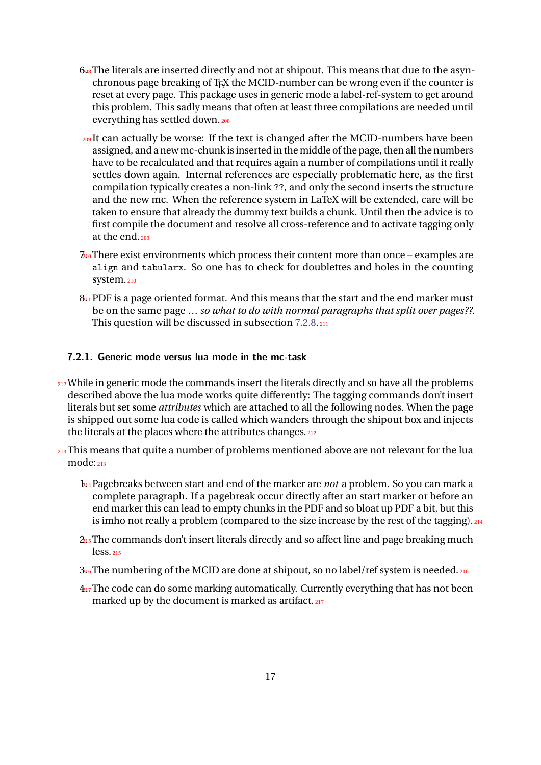6. The literals are inserted directly and not at shipout. This means that due to the asynchronous page breaking of TEX the MCID-number can be wrong even if the counter is reset at every page. This package uses in generic mode a label-ref-system to get around this problem. This sadly means that often at least three compilations are needed until everything has settled down.

   It can actually be worse: If the text is changed after the MCID-numbers have been assigned, and a new mc-chunk is inserted in the middle of the page, then all the numbers have to be recalculated and that requires again a number of compilations until it really settles down again. Internal references are especially problematic here, as the first compilation typically creates a non-link `??`, and only the second inserts the structure and the new mc. When the reference system in LaTeX will be extended, care will be taken to ensure that already the dummy text builds a chunk. Until then the advice is to first compile the document and resolve all cross-reference and to activate tagging only at the end.

7. There exist environments which process their content more than once – examples are `align` and `tabularx`. So one has to check for doublettes and holes in the counting system.

8. PDF is a page oriented format. And this means that the start and the end marker must be on the same page … *so what to do with normal paragraphs that split over pages??*. This question will be discussed in subsection 7.2.8.

### 7.2.1. Generic mode versus lua mode in the mc-task

While in generic mode the commands insert the literals directly and so have all the problems described above the lua mode works quite differently: The tagging commands don't insert literals but set some *attributes* which are attached to all the following nodes. When the page is shipped out some lua code is called which wanders through the shipout box and injects the literals at the places where the attributes changes.

This means that quite a number of problems mentioned above are not relevant for the lua mode:

1. Pagebreaks between start and end of the marker are *not* a problem. So you can mark a complete paragraph. If a pagebreak occur directly after an start marker or before an end marker this can lead to empty chunks in the PDF and so bloat up PDF a bit, but this is imho not really a problem (compared to the size increase by the rest of the tagging).
2. The commands don't insert literals directly and so affect line and page breaking much less.
3. The numbering of the MCID are done at shipout, so no label/ref system is needed.
4. The code can do some marking automatically. Currently everything that has not been marked up by the document is marked as artifact.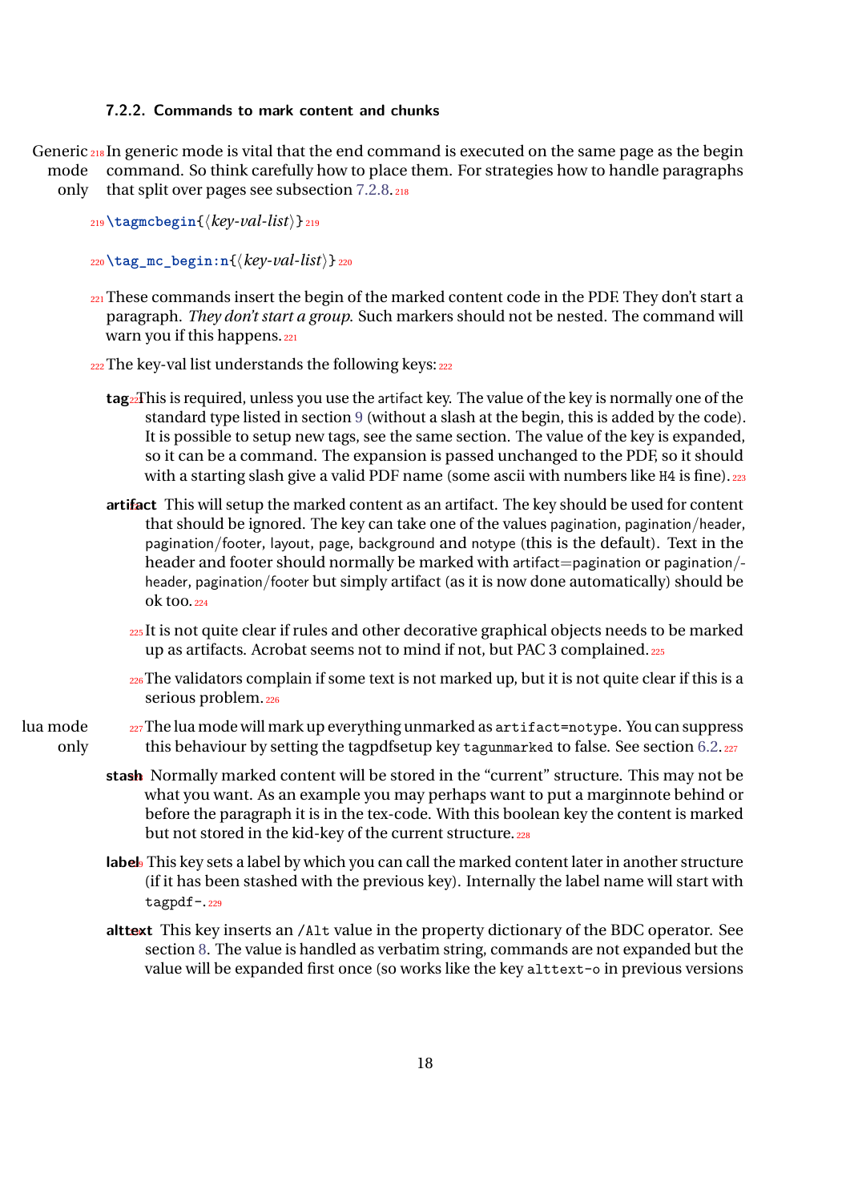### 7.2.2. Commands to mark content and chunks

Generic mode only

In generic mode is vital that the end command is executed on the same page as the begin command. So think carefully how to place them. For strategies how to handle paragraphs that split over pages see subsection 7.2.8.

**\tagmcbegin**{⟨*key-val-list*⟩}

**\tag_mc_begin:n**{⟨*key-val-list*⟩}

These commands insert the begin of the marked content code in the PDF. They don't start a paragraph. *They don't start a group*. Such markers should not be nested. The command will warn you if this happens.

The key-val list understands the following keys:

**tag** This is required, unless you use the artifact key. The value of the key is normally one of the standard type listed in section 9 (without a slash at the begin, this is added by the code). It is possible to setup new tags, see the same section. The value of the key is expanded, so it can be a command. The expansion is passed unchanged to the PDF, so it should with a starting slash give a valid PDF name (some ascii with numbers like `H4` is fine).

**artifact** This will setup the marked content as an artifact. The key should be used for content that should be ignored. The key can take one of the values pagination, pagination/header, pagination/footer, layout, page, background and notype (this is the default). Text in the header and footer should normally be marked with artifact=pagination or pagination/header, pagination/footer but simply artifact (as it is now done automatically) should be ok too.

It is not quite clear if rules and other decorative graphical objects needs to be marked up as artifacts. Acrobat seems not to mind if not, but PAC 3 complained.

The validators complain if some text is not marked up, but it is not quite clear if this is a serious problem.

lua mode only

The lua mode will mark up everything unmarked as `artifact=notype`. You can suppress this behaviour by setting the tagpdfsetup key `tagunmarked` to false. See section 6.2.

**stash** Normally marked content will be stored in the "current" structure. This may not be what you want. As an example you may perhaps want to put a marginnote behind or before the paragraph it is in the tex-code. With this boolean key the content is marked but not stored in the kid-key of the current structure.

**label** This key sets a label by which you can call the marked content later in another structure (if it has been stashed with the previous key). Internally the label name will start with `tagpdf-`.

**alttext** This key inserts an `/Alt` value in the property dictionary of the BDC operator. See section 8. The value is handled as verbatim string, commands are not expanded but the value will be expanded first once (so works like the key `alttext-o` in previous versions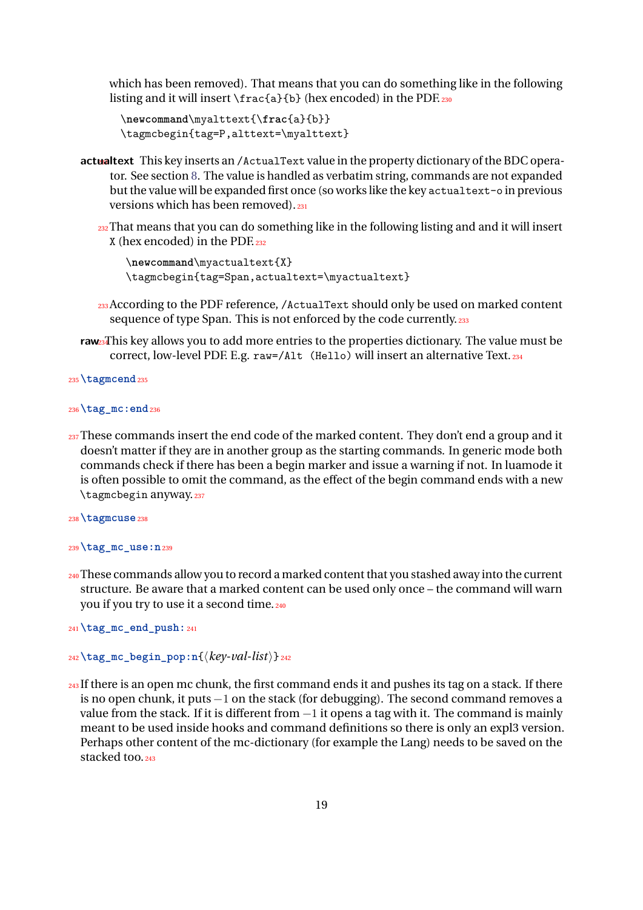which has been removed). That means that you can do something like in the following listing and it will insert `\frac{a}{b}` (hex encoded) in the PDF.

```
\newcommand\myalttext{\frac{a}{b}}
\tagmcbegin{tag=P,alttext=\myalttext}
```

**actualtext** This key inserts an `/ActualText` value in the property dictionary of the BDC operator. See section 8. The value is handled as verbatim string, commands are not expanded but the value will be expanded first once (so works like the key `actualtext-o` in previous versions which has been removed).

That means that you can do something like in the following listing and and it will insert `X` (hex encoded) in the PDF.

```
\newcommand\myactualtext{X}
\tagmcbegin{tag=Span,actualtext=\myactualtext}
```

According to the PDF reference, `/ActualText` should only be used on marked content sequence of type Span. This is not enforced by the code currently.

**raw** This key allows you to add more entries to the properties dictionary. The value must be correct, low-level PDF. E.g. `raw=/Alt (Hello)` will insert an alternative Text.

`\tagmcend`

`\tag_mc:end`

These commands insert the end code of the marked content. They don't end a group and it doesn't matter if they are in another group as the starting commands. In generic mode both commands check if there has been a begin marker and issue a warning if not. In luamode it is often possible to omit the command, as the effect of the begin command ends with a new `\tagmcbegin` anyway.

`\tagmcuse`

`\tag_mc_use:n`

These commands allow you to record a marked content that you stashed away into the current structure. Be aware that a marked content can be used only once – the command will warn you if you try to use it a second time.

`\tag_mc_end_push:`

`\tag_mc_begin_pop:n{⟨key-val-list⟩}`

If there is an open mc chunk, the first command ends it and pushes its tag on a stack. If there is no open chunk, it puts $-1$ on the stack (for debugging). The second command removes a value from the stack. If it is different from $-1$ it opens a tag with it. The command is mainly meant to be used inside hooks and command definitions so there is only an expl3 version. Perhaps other content of the mc-dictionary (for example the Lang) needs to be saved on the stacked too.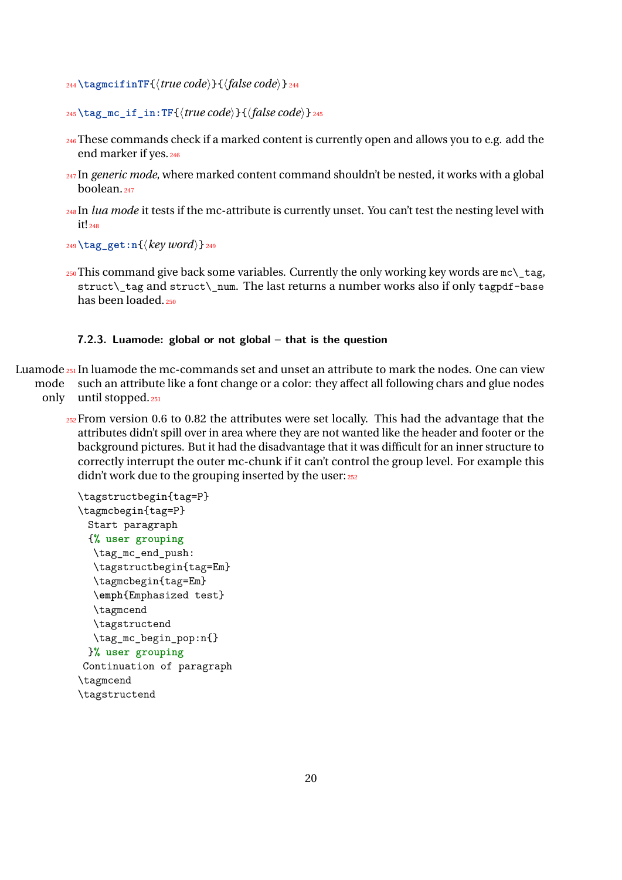`\tagmcifinTF{⟨true code⟩}{⟨false code⟩}`

`\tag_mc_if_in:TF{⟨true code⟩}{⟨false code⟩}`

These commands check if a marked content is currently open and allows you to e.g. add the end marker if yes.

In *generic mode*, where marked content command shouldn't be nested, it works with a global boolean.

In *lua mode* it tests if the mc-attribute is currently unset. You can't test the nesting level with it!

`\tag_get:n{⟨key word⟩}`

This command give back some variables. Currently the only working key words are `mc\_tag`, `struct\_tag` and `struct\_num`. The last returns a number works also if only `tagpdf-base` has been loaded.

### 7.2.3. Luamode: global or not global – that is the question

Luamode mode only

In luamode the mc-commands set and unset an attribute to mark the nodes. One can view such an attribute like a font change or a color: they affect all following chars and glue nodes until stopped.

From version 0.6 to 0.82 the attributes were set locally. This had the advantage that the attributes didn't spill over in area where they are not wanted like the header and footer or the background pictures. But it had the disadvantage that it was difficult for an inner structure to correctly interrupt the outer mc-chunk if it can't control the group level. For example this didn't work due to the grouping inserted by the user:

```
\tagstructbegin{tag=P}
\tagmcbegin{tag=P}
  Start paragraph
  {% user grouping
   \tag_mc_end_push:
   \tagstructbegin{tag=Em}
   \tagmcbegin{tag=Em}
   \emph{Emphasized test}
   \tagmcend
   \tagstructend
   \tag_mc_begin_pop:n{}
  }% user grouping
 Continuation of paragraph
\tagmcend
\tagstructend
```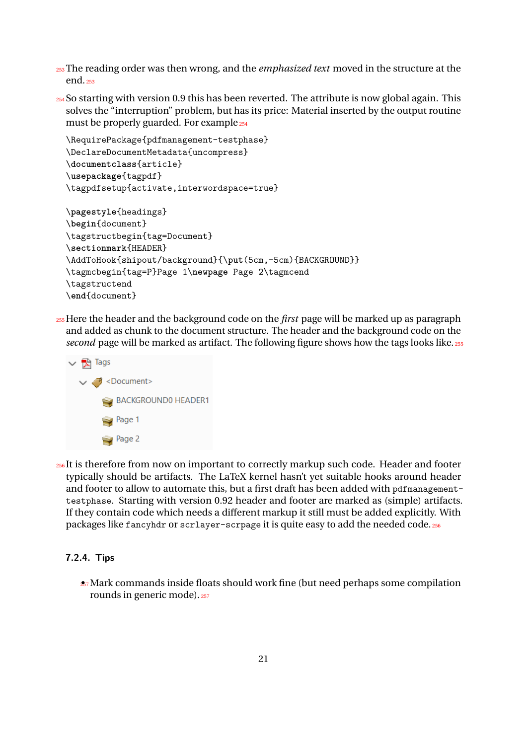The reading order was then wrong, and the *emphasized text* moved in the structure at the end.

So starting with version 0.9 this has been reverted. The attribute is now global again. This solves the "interruption" problem, but has its price: Material inserted by the output routine must be properly guarded. For example

```
\RequirePackage{pdfmanagement-testphase}
\DeclareDocumentMetadata{uncompress}
\documentclass{article}
\usepackage{tagpdf}
\tagpdfsetup{activate,interwordspace=true}

\pagestyle{headings}
\begin{document}
\tagstructbegin{tag=Document}
\sectionmark{HEADER}
\AddToHook{shipout/background}{\put(5cm,-5cm){BACKGROUND}}
\tagmcbegin{tag=P}Page 1\newpage Page 2\tagmcend
\tagstructend
\end{document}
```

Here the header and the background code on the *first* page will be marked up as paragraph and added as chunk to the document structure. The header and the background code on the *second* page will be marked as artifact. The following figure shows how the tags looks like.

```
Tags
  <Document>
    BACKGROUND0 HEADER1
    Page 1
    Page 2
```

It is therefore from now on important to correctly markup such code. Header and footer typically should be artifacts. The LaTeX kernel hasn't yet suitable hooks around header and footer to allow to automate this, but a first draft has been added with `pdfmanagement-testphase`. Starting with version 0.92 header and footer are marked as (simple) artifacts. If they contain code which needs a different markup it still must be added explicitly. With packages like `fancyhdr` or `scrlayer-scrpage` it is quite easy to add the needed code.

### 7.2.4. Tips

- Mark commands inside floats should work fine (but need perhaps some compilation rounds in generic mode).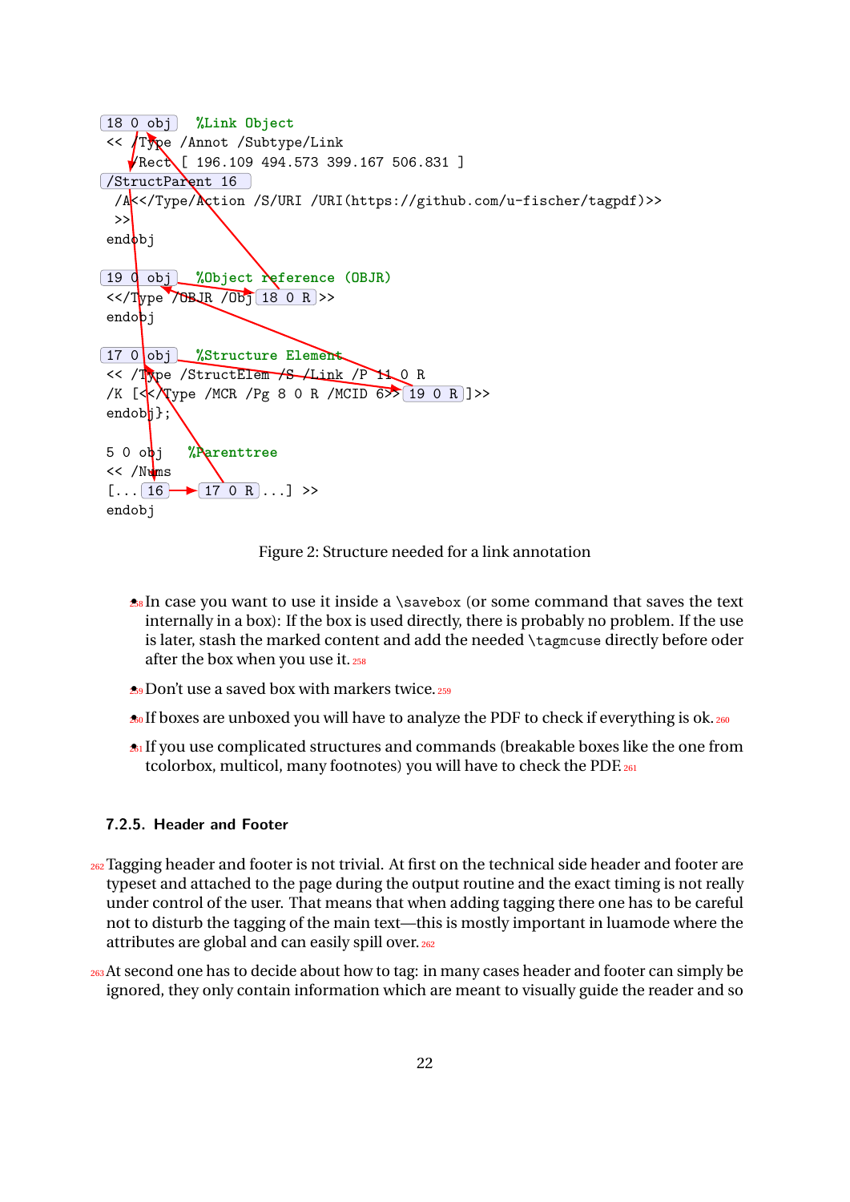```
18 0 obj   %Link Object
 << /Type /Annot /Subtype/Link
   /Rect [ 196.109 494.573 399.167 506.831 ]
/StructParent 16
  /A<</Type/Action /S/URI /URI(https://github.com/u-fischer/tagpdf)>>
 >>
endobj

19 0 obj   %Object reference (OBJR)
<</Type /OBJR /Obj 18 0 R >>
endobj

17 0 obj   %Structure Element
<< /Type /StructElem /S /Link /P 11 0 R
/K [<</Type /MCR /Pg 8 0 R /MCID 6>> 19 0 R ]>>
endobj};

5 0 obj   %Parenttree
<< /Nums
[... 16  17 0 R ...] >>
endobj
```

Figure 2: Structure needed for a link annotation

- [258] In case you want to use it inside a `\savebox` (or some command that saves the text internally in a box): If the box is used directly, there is probably no problem. If the use is later, stash the marked content and add the needed `\tagmcuse` directly before oder after the box when you use it. [258]
- [259] Don't use a saved box with markers twice. [259]
- [260] If boxes are unboxed you will have to analyze the PDF to check if everything is ok. [260]
- [261] If you use complicated structures and commands (breakable boxes like the one from tcolorbox, multicol, many footnotes) you will have to check the PDF. [261]

### 7.2.5. Header and Footer

[262] Tagging header and footer is not trivial. At first on the technical side header and footer are typeset and attached to the page during the output routine and the exact timing is not really under control of the user. That means that when adding tagging there one has to be careful not to disturb the tagging of the main text—this is mostly important in luamode where the attributes are global and can easily spill over. [262]

[263] At second one has to decide about how to tag: in many cases header and footer can simply be ignored, they only contain information which are meant to visually guide the reader and so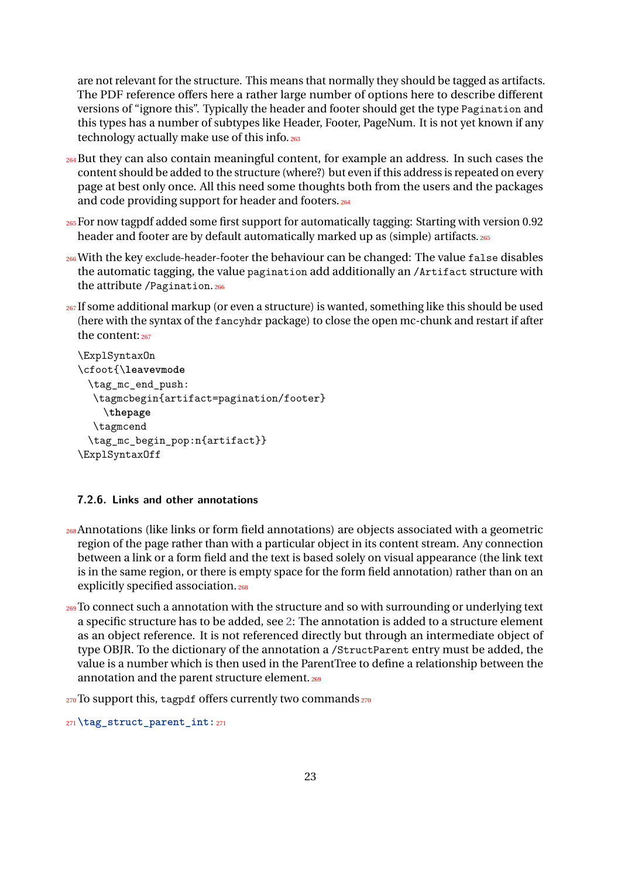are not relevant for the structure. This means that normally they should be tagged as artifacts. The PDF reference offers here a rather large number of options here to describe different versions of "ignore this". Typically the header and footer should get the type `Pagination` and this types has a number of subtypes like Header, Footer, PageNum. It is not yet known if any technology actually make use of this info.

But they can also contain meaningful content, for example an address. In such cases the content should be added to the structure (where?) but even if this address is repeated on every page at best only once. All this need some thoughts both from the users and the packages and code providing support for header and footers.

For now tagpdf added some first support for automatically tagging: Starting with version 0.92 header and footer are by default automatically marked up as (simple) artifacts.

With the key exclude-header-footer the behaviour can be changed: The value `false` disables the automatic tagging, the value `pagination` add additionally an `/Artifact` structure with the attribute `/Pagination`.

If some additional markup (or even a structure) is wanted, something like this should be used (here with the syntax of the `fancyhdr` package) to close the open mc-chunk and restart if after the content:

```
\ExplSyntaxOn
\cfoot{\leavevmode
  \tag_mc_end_push:
   \tagmcbegin{artifact=pagination/footer}
     \thepage
   \tagmcend
  \tag_mc_begin_pop:n{artifact}}
\ExplSyntaxOff
```

### 7.2.6. Links and other annotations

Annotations (like links or form field annotations) are objects associated with a geometric region of the page rather than with a particular object in its content stream. Any connection between a link or a form field and the text is based solely on visual appearance (the link text is in the same region, or there is empty space for the form field annotation) rather than on an explicitly specified association.

To connect such a annotation with the structure and so with surrounding or underlying text a specific structure has to be added, see 2: The annotation is added to a structure element as an object reference. It is not referenced directly but through an intermediate object of type OBJR. To the dictionary of the annotation a `/StructParent` entry must be added, the value is a number which is then used in the ParentTree to define a relationship between the annotation and the parent structure element.

To support this, `tagpdf` offers currently two commands

**`\tag_struct_parent_int:`**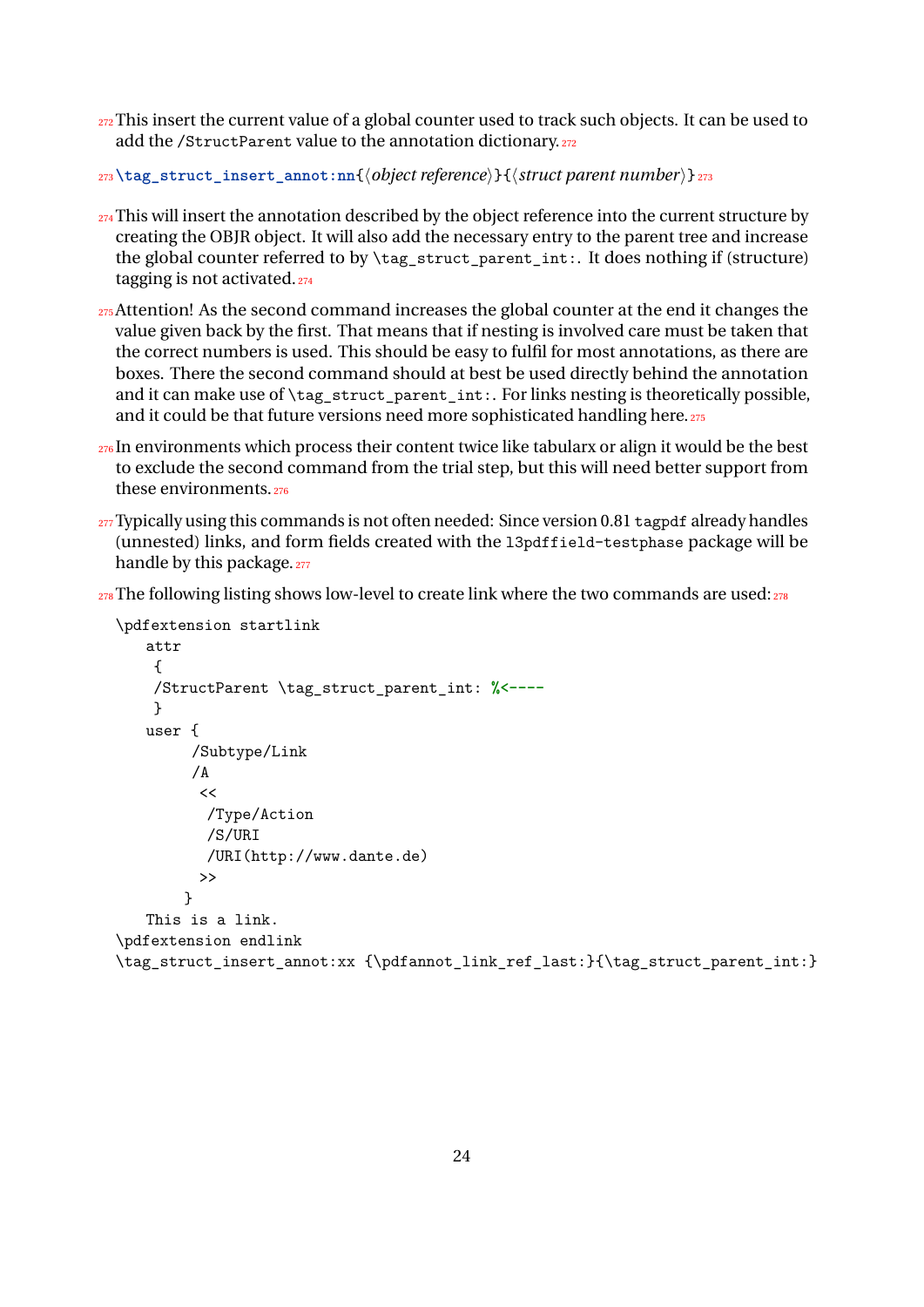This insert the current value of a global counter used to track such objects. It can be used to add the `/StructParent` value to the annotation dictionary.

**`\tag_struct_insert_annot:nn`**{⟨*object reference*⟩}{⟨*struct parent number*⟩}

This will insert the annotation described by the object reference into the current structure by creating the OBJR object. It will also add the necessary entry to the parent tree and increase the global counter referred to by `\tag_struct_parent_int:`. It does nothing if (structure) tagging is not activated.

Attention! As the second command increases the global counter at the end it changes the value given back by the first. That means that if nesting is involved care must be taken that the correct numbers is used. This should be easy to fulfil for most annotations, as there are boxes. There the second command should at best be used directly behind the annotation and it can make use of `\tag_struct_parent_int:`. For links nesting is theoretically possible, and it could be that future versions need more sophisticated handling here.

In environments which process their content twice like tabularx or align it would be the best to exclude the second command from the trial step, but this will need better support from these environments.

Typically using this commands is not often needed: Since version 0.81 `tagpdf` already handles (unnested) links, and form fields created with the `l3pdffield-testphase` package will be handle by this package.

The following listing shows low-level to create link where the two commands are used:

```
\pdfextension startlink
    attr
     {
     /StructParent \tag_struct_parent_int: %<----
     }
    user {
          /Subtype/Link
          /A
           <<
            /Type/Action
            /S/URI
            /URI(http://www.dante.de)
           >>
         }
    This is a link.
\pdfextension endlink
\tag_struct_insert_annot:xx {\pdfannot_link_ref_last:}{\tag_struct_parent_int:}
```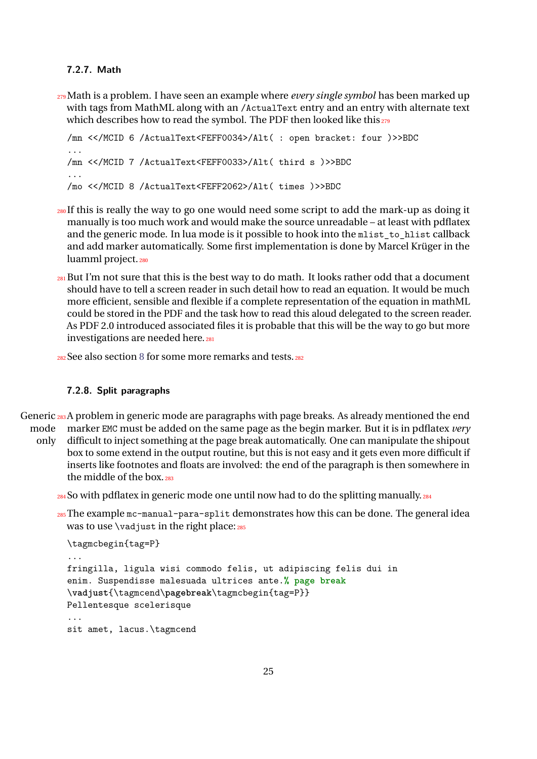### 7.2.7. Math

Math is a problem. I have seen an example where *every single symbol* has been marked up with tags from MathML along with an `/ActualText` entry and an entry with alternate text which describes how to read the symbol. The PDF then looked like this

```
/mn <</MCID 6 /ActualText<FEFF0034>/Alt( : open bracket: four )>>BDC
...
/mn <</MCID 7 /ActualText<FEFF0033>/Alt( third s )>>BDC
...
/mo <</MCID 8 /ActualText<FEFF2062>/Alt( times )>>BDC
```

If this is really the way to go one would need some script to add the mark-up as doing it manually is too much work and would make the source unreadable – at least with pdflatex and the generic mode. In lua mode is it possible to hook into the `mlist_to_hlist` callback and add marker automatically. Some first implementation is done by Marcel Krüger in the luamml project.

But I'm not sure that this is the best way to do math. It looks rather odd that a document should have to tell a screen reader in such detail how to read an equation. It would be much more efficient, sensible and flexible if a complete representation of the equation in mathML could be stored in the PDF and the task how to read this aloud delegated to the screen reader. As PDF 2.0 introduced associated files it is probable that this will be the way to go but more investigations are needed here.

See also section 8 for some more remarks and tests.

### 7.2.8. Split paragraphs

Generic mode only

A problem in generic mode are paragraphs with page breaks. As already mentioned the end marker `EMC` must be added on the same page as the begin marker. But it is in pdflatex *very* difficult to inject something at the page break automatically. One can manipulate the shipout box to some extend in the output routine, but this is not easy and it gets even more difficult if inserts like footnotes and floats are involved: the end of the paragraph is then somewhere in the middle of the box.

So with pdflatex in generic mode one until now had to do the splitting manually.

The example `mc-manual-para-split` demonstrates how this can be done. The general idea was to use `\vadjust` in the right place:

```
\tagmcbegin{tag=P}
...
fringilla, ligula wisi commodo felis, ut adipiscing felis dui in
enim. Suspendisse malesuada ultrices ante.% page break
\vadjust{\tagmcend\pagebreak\tagmcbegin{tag=P}}
Pellentesque scelerisque
...
sit amet, lacus.\tagmcend
```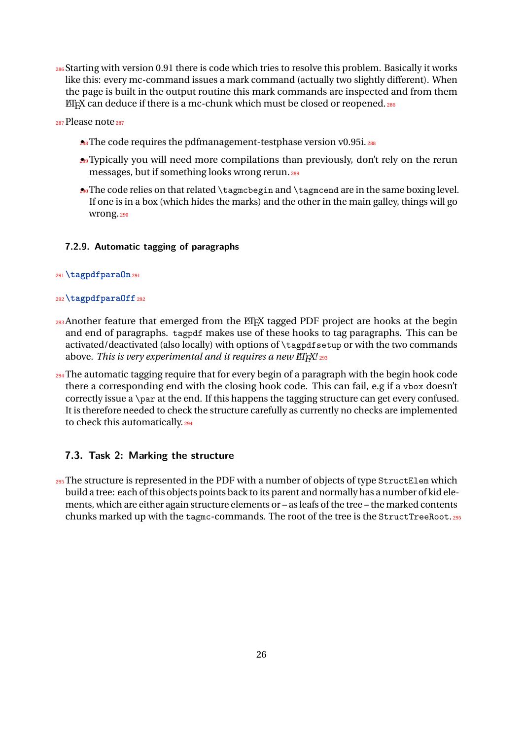Starting with version 0.91 there is code which tries to resolve this problem. Basically it works like this: every mc-command issues a mark command (actually two slightly different). When the page is built in the output routine this mark commands are inspected and from them LaTeX can deduce if there is a mc-chunk which must be closed or reopened.

Please note

- The code requires the pdfmanagement-testphase version v0.95i.
- Typically you will need more compilations than previously, don't rely on the rerun messages, but if something looks wrong rerun.
- The code relies on that related `\tagmcbegin` and `\tagmcend` are in the same boxing level. If one is in a box (which hides the marks) and the other in the main galley, things will go wrong.

#### 7.2.9. Automatic tagging of paragraphs

`\tagpdfparaOn`

`\tagpdfparaOff`

Another feature that emerged from the LaTeX tagged PDF project are hooks at the begin and end of paragraphs. `tagpdf` makes use of these hooks to tag paragraphs. This can be activated/deactivated (also locally) with options of `\tagpdfsetup` or with the two commands above. *This is very experimental and it requires a new LaTeX!*

The automatic tagging require that for every begin of a paragraph with the begin hook code there a corresponding end with the closing hook code. This can fail, e.g if a `vbox` doesn't correctly issue a `\par` at the end. If this happens the tagging structure can get every confused. It is therefore needed to check the structure carefully as currently no checks are implemented to check this automatically.

### 7.3. Task 2: Marking the structure

The structure is represented in the PDF with a number of objects of type `StructElem` which build a tree: each of this objects points back to its parent and normally has a number of kid elements, which are either again structure elements or – as leafs of the tree – the marked contents chunks marked up with the `tagmc`-commands. The root of the tree is the `StructTreeRoot`.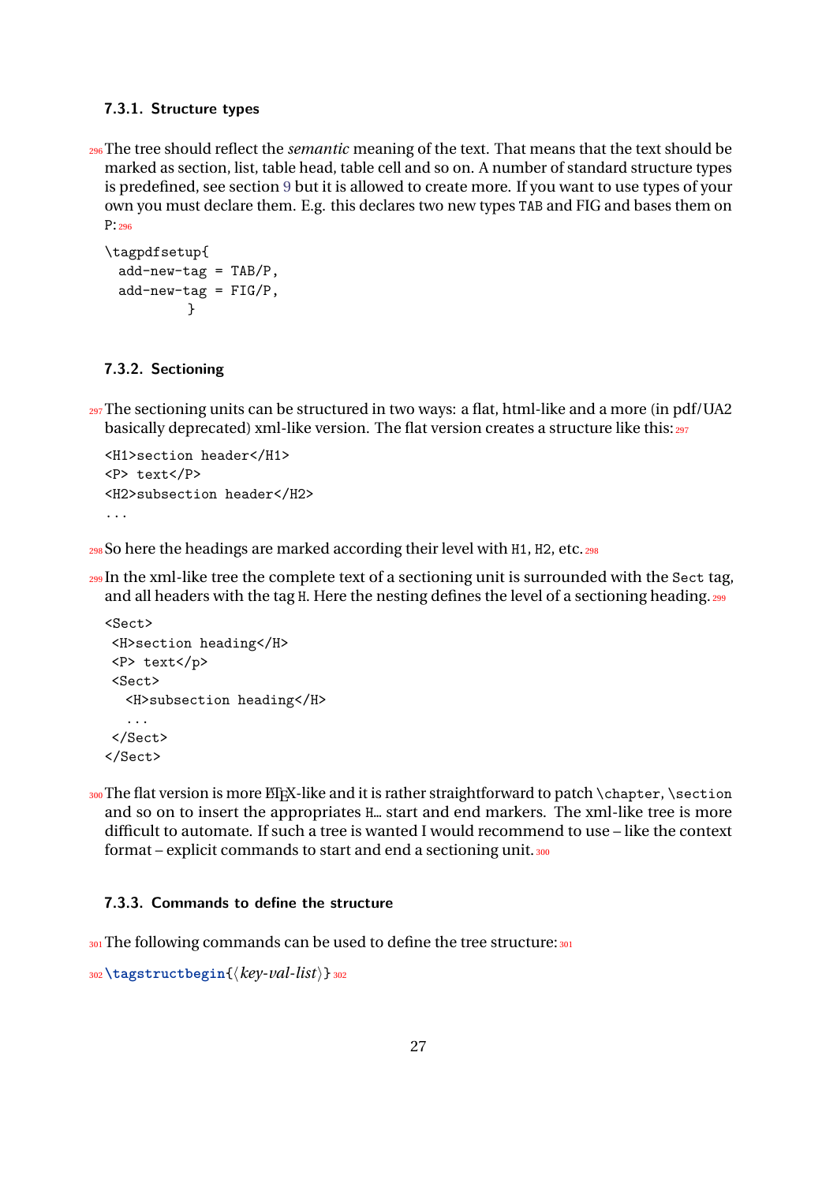### 7.3.1. Structure types

The tree should reflect the *semantic* meaning of the text. That means that the text should be marked as section, list, table head, table cell and so on. A number of standard structure types is predefined, see section 9 but it is allowed to create more. If you want to use types of your own you must declare them. E.g. this declares two new types TAB and FIG and bases them on P:

```
\tagpdfsetup{
  add-new-tag = TAB/P,
  add-new-tag = FIG/P,
          }
```

### 7.3.2. Sectioning

The sectioning units can be structured in two ways: a flat, html-like and a more (in pdf/UA2 basically deprecated) xml-like version. The flat version creates a structure like this:

```
<H1>section header</H1>
<P> text</P>
<H2>subsection header</H2>
...
```

So here the headings are marked according their level with H1, H2, etc.

In the xml-like tree the complete text of a sectioning unit is surrounded with the Sect tag, and all headers with the tag H. Here the nesting defines the level of a sectioning heading.

```
<Sect>
 <H>section heading</H>
 <P> text</p>
 <Sect>
   <H>subsection heading</H>
   ...
 </Sect>
</Sect>
```

The flat version is more LaTeX-like and it is rather straightforward to patch \chapter, \section and so on to insert the appropriates H… start and end markers. The xml-like tree is more difficult to automate. If such a tree is wanted I would recommend to use – like the context format – explicit commands to start and end a sectioning unit.

### 7.3.3. Commands to define the structure

The following commands can be used to define the tree structure:

**\tagstructbegin**{⟨*key-val-list*⟩}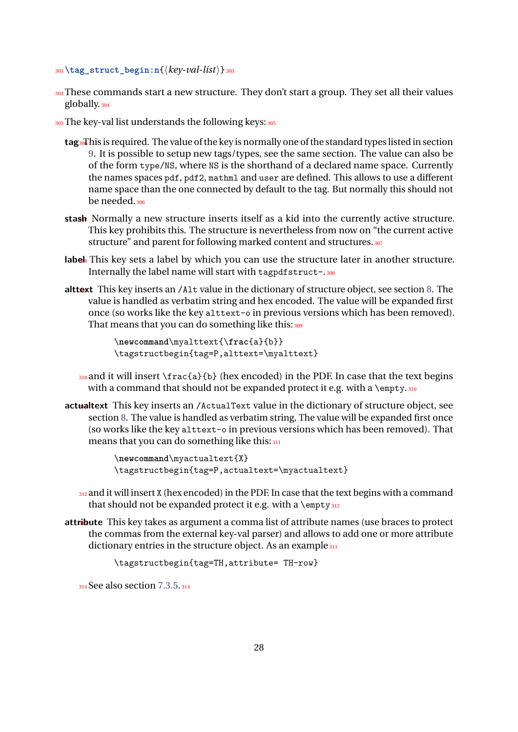`\tag_struct_begin:n{⟨key-val-list⟩}`

These commands start a new structure. They don't start a group. They set all their values globally.

The key-val list understands the following keys:

**tag** This is required. The value of the key is normally one of the standard types listed in section 9. It is possible to setup new tags/types, see the same section. The value can also be of the form `type/NS`, where `NS` is the shorthand of a declared name space. Currently the names spaces `pdf`, `pdf2`, `mathml` and `user` are defined. This allows to use a different name space than the one connected by default to the tag. But normally this should not be needed.

**stash** Normally a new structure inserts itself as a kid into the currently active structure. This key prohibits this. The structure is nevertheless from now on "the current active structure" and parent for following marked content and structures.

**label** This key sets a label by which you can use the structure later in another structure. Internally the label name will start with `tagpdfstruct-`.

**alttext** This key inserts an `/Alt` value in the dictionary of structure object, see section 8. The value is handled as verbatim string and hex encoded. The value will be expanded first once (so works like the key `alttext-o` in previous versions which has been removed). That means that you can do something like this:

```
\newcommand\myalttext{\frac{a}{b}}
\tagstructbegin{tag=P,alttext=\myalttext}
```

and it will insert `\frac{a}{b}` (hex encoded) in the PDF. In case that the text begins with a command that should not be expanded protect it e.g. with a `\empty`.

**actualtext** This key inserts an `/ActualText` value in the dictionary of structure object, see section 8. The value is handled as verbatim string, The value will be expanded first once (so works like the key `alttext-o` in previous versions which has been removed). That means that you can do something like this:

```
\newcommand\myactualtext{X}
\tagstructbegin{tag=P,actualtext=\myactualtext}
```

and it will insert `X` (hex encoded) in the PDF. In case that the text begins with a command that should not be expanded protect it e.g. with a `\empty`

**attribute** This key takes as argument a comma list of attribute names (use braces to protect the commas from the external key-val parser) and allows to add one or more attribute dictionary entries in the structure object. As an example

```
\tagstructbegin{tag=TH,attribute= TH-row}
```

See also section 7.3.5.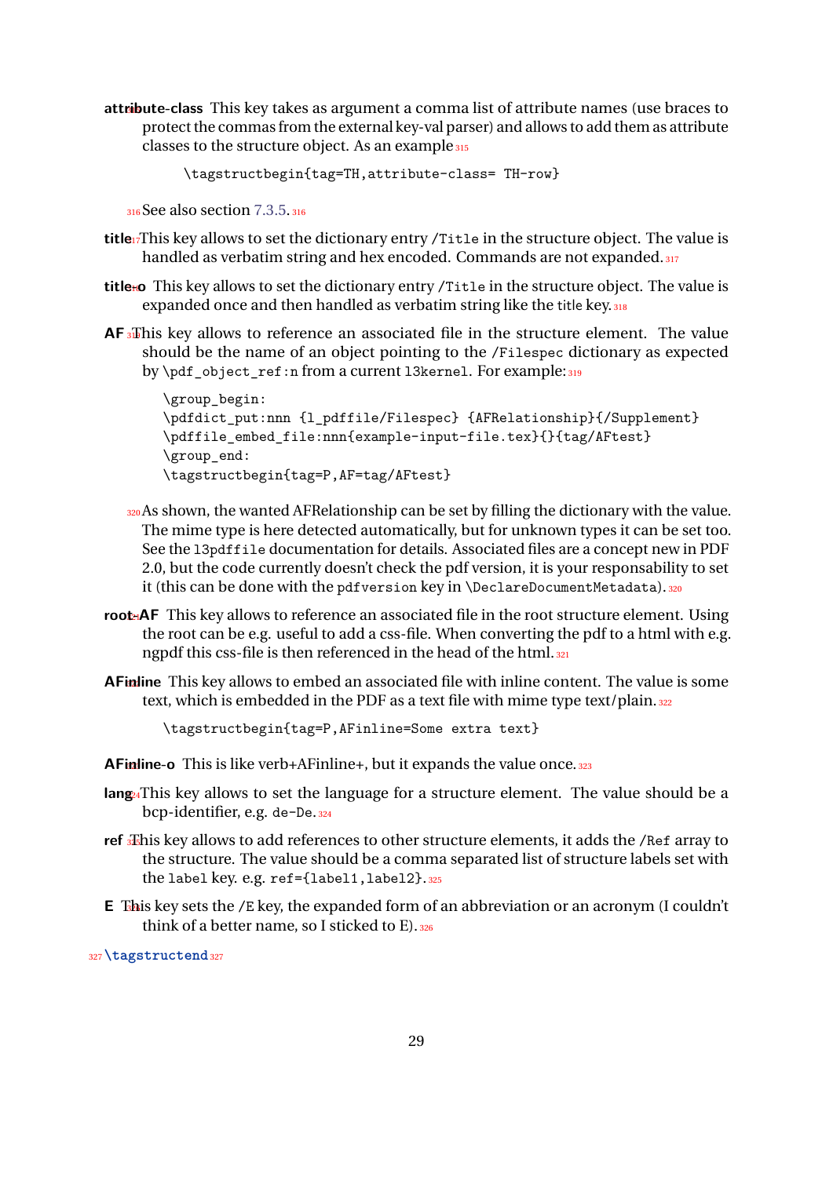**attribute-class** This key takes as argument a comma list of attribute names (use braces to protect the commas from the external key-val parser) and allows to add them as attribute classes to the structure object. As an example

```
\tagstructbegin{tag=TH,attribute-class= TH-row}
```

See also section 7.3.5.

**title** This key allows to set the dictionary entry /Title in the structure object. The value is handled as verbatim string and hex encoded. Commands are not expanded.

**title-o** This key allows to set the dictionary entry /Title in the structure object. The value is expanded once and then handled as verbatim string like the title key.

**AF** This key allows to reference an associated file in the structure element. The value should be the name of an object pointing to the /Filespec dictionary as expected by \pdf_object_ref:n from a current l3kernel. For example:

```
\group_begin:
\pdfdict_put:nnn {l_pdffile/Filespec} {AFRelationship}{/Supplement}
\pdffile_embed_file:nnn{example-input-file.tex}{}{tag/AFtest}
\group_end:
\tagstructbegin{tag=P,AF=tag/AFtest}
```

As shown, the wanted AFRelationship can be set by filling the dictionary with the value. The mime type is here detected automatically, but for unknown types it can be set too. See the l3pdffile documentation for details. Associated files are a concept new in PDF 2.0, but the code currently doesn't check the pdf version, it is your responsability to set it (this can be done with the pdfversion key in \DeclareDocumentMetadata).

**root-AF** This key allows to reference an associated file in the root structure element. Using the root can be e.g. useful to add a css-file. When converting the pdf to a html with e.g. ngpdf this css-file is then referenced in the head of the html.

**AFinline** This key allows to embed an associated file with inline content. The value is some text, which is embedded in the PDF as a text file with mime type text/plain.

```
\tagstructbegin{tag=P,AFinline=Some extra text}
```

**AFinline-o** This is like verb+AFinline+, but it expands the value once.

**lang** This key allows to set the language for a structure element. The value should be a bcp-identifier, e.g. de-De.

**ref** This key allows to add references to other structure elements, it adds the /Ref array to the structure. The value should be a comma separated list of structure labels set with the label key. e.g. ref={label1,label2}.

**E** This key sets the /E key, the expanded form of an abbreviation or an acronym (I couldn't think of a better name, so I sticked to E).

**\tagstructend**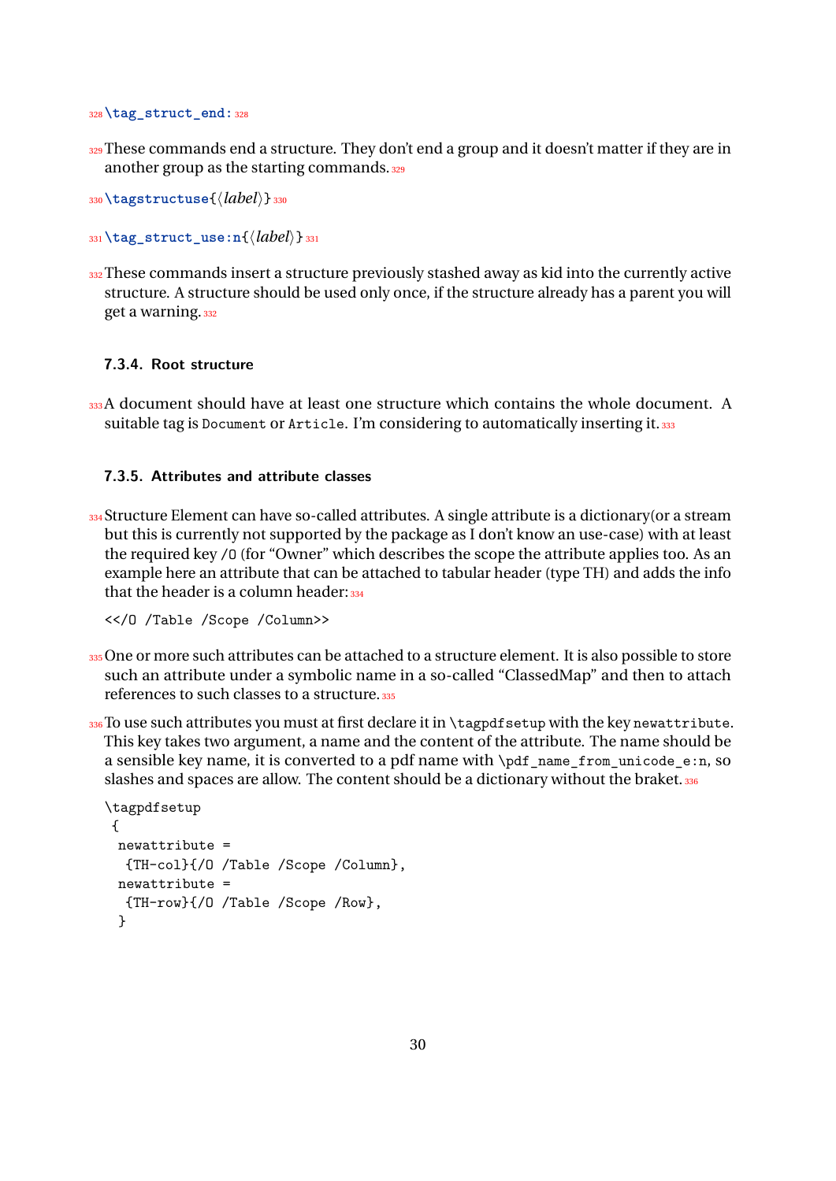**\tag_struct_end:**

These commands end a structure. They don't end a group and it doesn't matter if they are in another group as the starting commands.

**\tagstructuse**{⟨*label*⟩}

**\tag_struct_use:n**{⟨*label*⟩}

These commands insert a structure previously stashed away as kid into the currently active structure. A structure should be used only once, if the structure already has a parent you will get a warning.

### 7.3.4. Root structure

A document should have at least one structure which contains the whole document. A suitable tag is `Document` or `Article`. I'm considering to automatically inserting it.

### 7.3.5. Attributes and attribute classes

Structure Element can have so-called attributes. A single attribute is a dictionary(or a stream but this is currently not supported by the package as I don't know an use-case) with at least the required key `/O` (for "Owner" which describes the scope the attribute applies too. As an example here an attribute that can be attached to tabular header (type TH) and adds the info that the header is a column header:

```
<</O /Table /Scope /Column>>
```

One or more such attributes can be attached to a structure element. It is also possible to store such an attribute under a symbolic name in a so-called "ClassedMap" and then to attach references to such classes to a structure.

To use such attributes you must at first declare it in `\tagpdfsetup` with the key `newattribute`. This key takes two argument, a name and the content of the attribute. The name should be a sensible key name, it is converted to a pdf name with `\pdf_name_from_unicode_e:n`, so slashes and spaces are allow. The content should be a dictionary without the braket.

```
\tagpdfsetup
 {
  newattribute =
   {TH-col}{/O /Table /Scope /Column},
  newattribute =
   {TH-row}{/O /Table /Scope /Row},
  }
```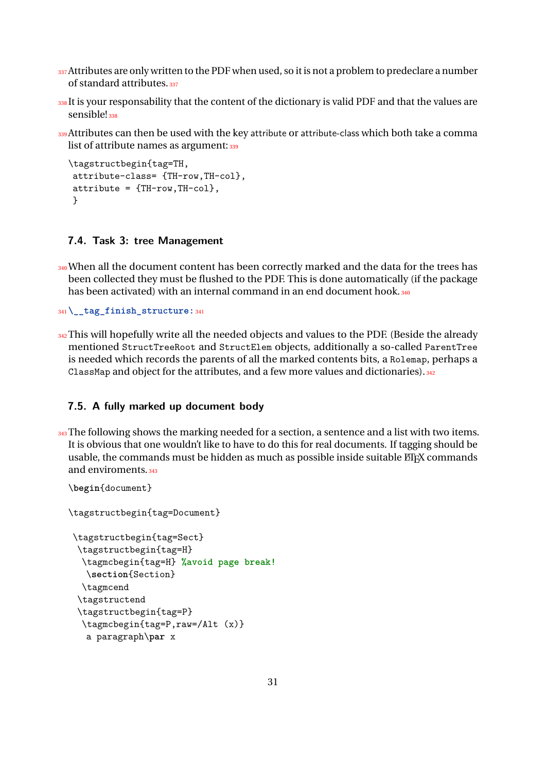Attributes are only written to the PDF when used, so it is not a problem to predeclare a number of standard attributes.

It is your responsability that the content of the dictionary is valid PDF and that the values are sensible!

Attributes can then be used with the key `attribute` or `attribute-class` which both take a comma list of attribute names as argument:

```
\tagstructbegin{tag=TH,
 attribute-class= {TH-row,TH-col},
 attribute = {TH-row,TH-col},
 }
```

### 7.4. Task 3: tree Management

When all the document content has been correctly marked and the data for the trees has been collected they must be flushed to the PDF. This is done automatically (if the package has been activated) with an internal command in an end document hook.

**\__tag_finish_structure:**

This will hopefully write all the needed objects and values to the PDF. (Beside the already mentioned `StructTreeRoot` and `StructElem` objects, additionally a so-called `ParentTree` is needed which records the parents of all the marked contents bits, a `Rolemap`, perhaps a `ClassMap` and object for the attributes, and a few more values and dictionaries).

### 7.5. A fully marked up document body

The following shows the marking needed for a section, a sentence and a list with two items. It is obvious that one wouldn't like to have to do this for real documents. If tagging should be usable, the commands must be hidden as much as possible inside suitable LaTeX commands and enviroments.

```
\begin{document}

\tagstructbegin{tag=Document}

 \tagstructbegin{tag=Sect}
  \tagstructbegin{tag=H}
   \tagmcbegin{tag=H} %avoid page break!
    \section{Section}
   \tagmcend
  \tagstructend
  \tagstructbegin{tag=P}
   \tagmcbegin{tag=P,raw=/Alt (x)}
    a paragraph\par x
```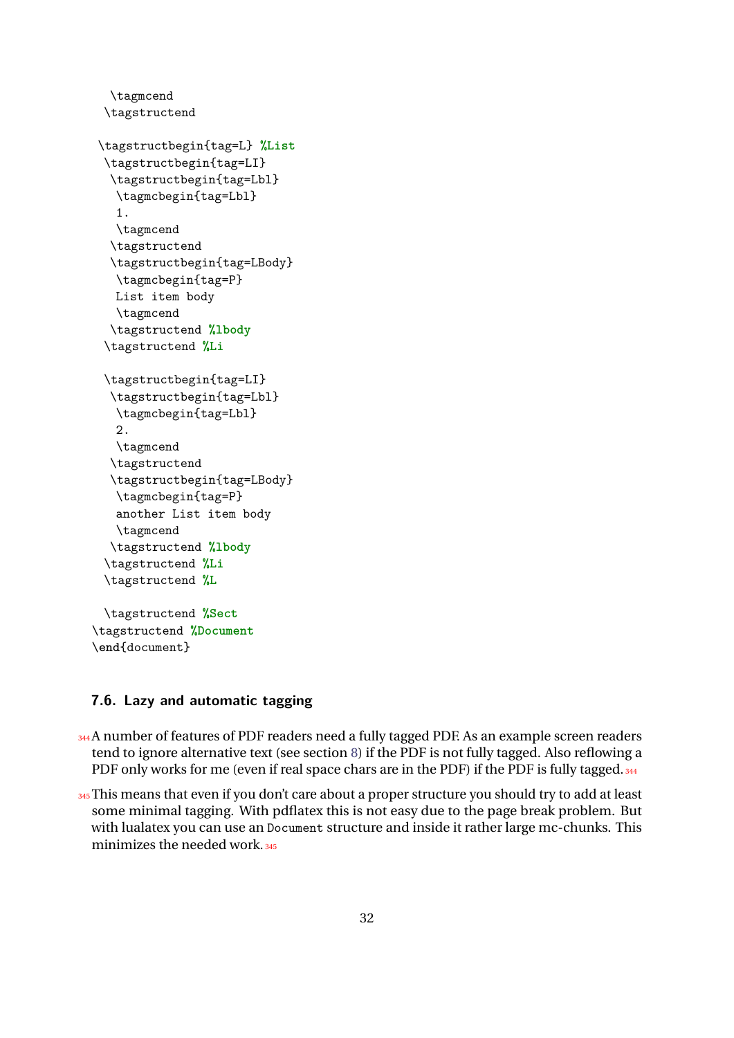```
  \tagmcend
 \tagstructend

\tagstructbegin{tag=L} %List
 \tagstructbegin{tag=LI}
  \tagstructbegin{tag=Lbl}
   \tagmcbegin{tag=Lbl}
   1.
   \tagmcend
  \tagstructend
  \tagstructbegin{tag=LBody}
   \tagmcbegin{tag=P}
   List item body
   \tagmcend
  \tagstructend %lbody
 \tagstructend %Li

 \tagstructbegin{tag=LI}
  \tagstructbegin{tag=Lbl}
   \tagmcbegin{tag=Lbl}
   2.
   \tagmcend
  \tagstructend
  \tagstructbegin{tag=LBody}
   \tagmcbegin{tag=P}
   another List item body
   \tagmcend
  \tagstructend %lbody
 \tagstructend %Li
 \tagstructend %L

 \tagstructend %Sect
\tagstructend %Document
\end{document}
```

### 7.6. Lazy and automatic tagging

A number of features of PDF readers need a fully tagged PDF. As an example screen readers tend to ignore alternative text (see section 8) if the PDF is not fully tagged. Also reflowing a PDF only works for me (even if real space chars are in the PDF) if the PDF is fully tagged.

This means that even if you don't care about a proper structure you should try to add at least some minimal tagging. With pdflatex this is not easy due to the page break problem. But with lualatex you can use an `Document` structure and inside it rather large mc-chunks. This minimizes the needed work.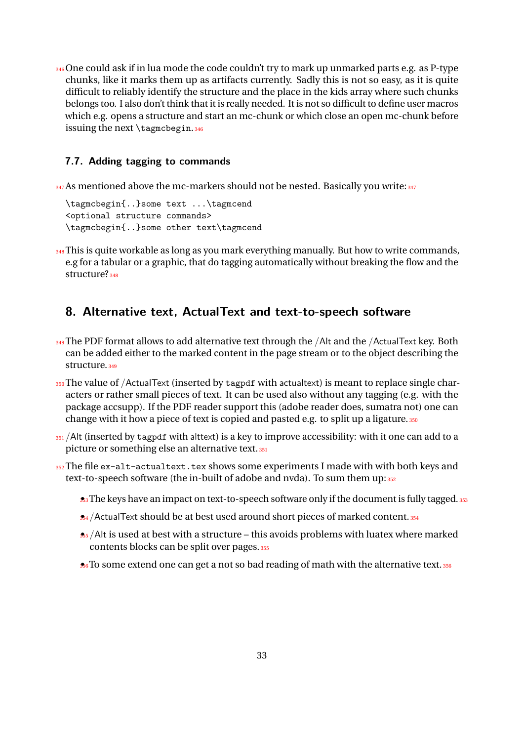One could ask if in lua mode the code couldn't try to mark up unmarked parts e.g. as P-type chunks, like it marks them up as artifacts currently. Sadly this is not so easy, as it is quite difficult to reliably identify the structure and the place in the kids array where such chunks belongs too. I also don't think that it is really needed. It is not so difficult to define user macros which e.g. opens a structure and start an mc-chunk or which close an open mc-chunk before issuing the next `\tagmcbegin`.

### 7.7. Adding tagging to commands

As mentioned above the mc-markers should not be nested. Basically you write:

```
\tagmcbegin{..}some text ...\tagmcend
<optional structure commands>
\tagmcbegin{..}some other text\tagmcend
```

This is quite workable as long as you mark everything manually. But how to write commands, e.g for a tabular or a graphic, that do tagging automatically without breaking the flow and the structure?

## 8. Alternative text, ActualText and text-to-speech software

The PDF format allows to add alternative text through the /Alt and the /ActualText key. Both can be added either to the marked content in the page stream or to the object describing the structure.

The value of /ActualText (inserted by `tagpdf` with actualtext) is meant to replace single characters or rather small pieces of text. It can be used also without any tagging (e.g. with the package accsupp). If the PDF reader support this (adobe reader does, sumatra not) one can change with it how a piece of text is copied and pasted e.g. to split up a ligature.

/Alt (inserted by `tagpdf` with alttext) is a key to improve accessibility: with it one can add to a picture or something else an alternative text.

The file `ex-alt-actualtext.tex` shows some experiments I made with with both keys and text-to-speech software (the in-built of adobe and nvda). To sum them up:

- The keys have an impact on text-to-speech software only if the document is fully tagged.
- /ActualText should be at best used around short pieces of marked content.
- /Alt is used at best with a structure – this avoids problems with luatex where marked contents blocks can be split over pages.
- To some extend one can get a not so bad reading of math with the alternative text.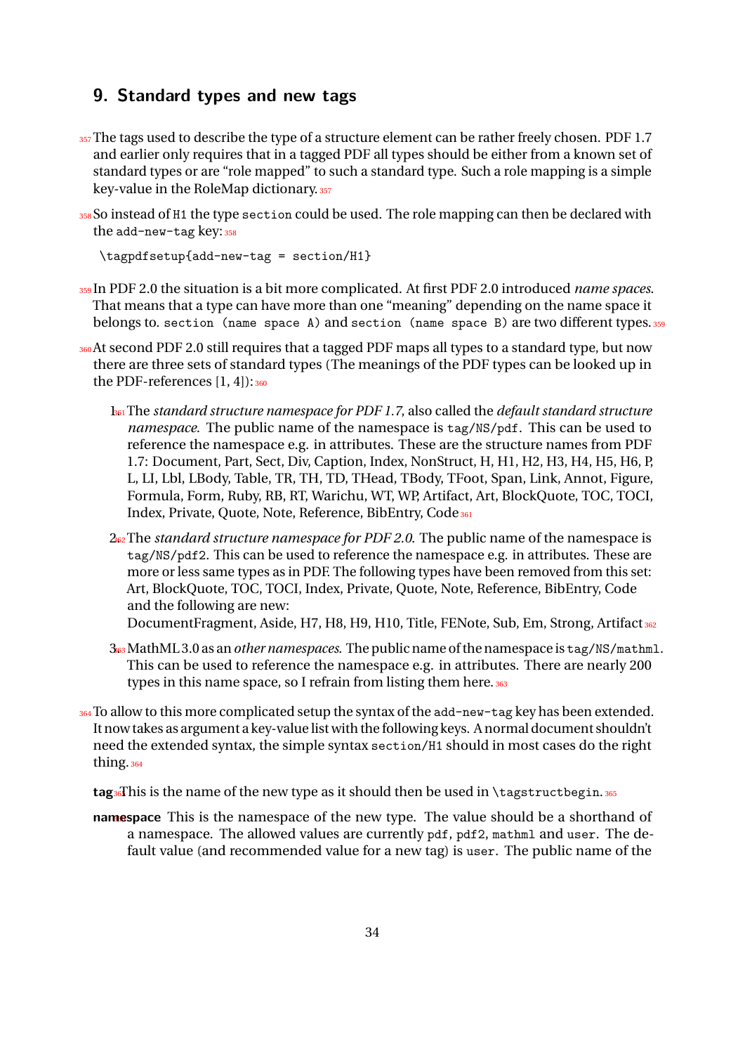## 9. Standard types and new tags

The tags used to describe the type of a structure element can be rather freely chosen. PDF 1.7 and earlier only requires that in a tagged PDF all types should be either from a known set of standard types or are "role mapped" to such a standard type. Such a role mapping is a simple key-value in the RoleMap dictionary.

So instead of `H1` the type `section` could be used. The role mapping can then be declared with the `add-new-tag` key:

```
\tagpdfsetup{add-new-tag = section/H1}
```

In PDF 2.0 the situation is a bit more complicated. At first PDF 2.0 introduced *name spaces*. That means that a type can have more than one "meaning" depending on the name space it belongs to. `section (name space A)` and `section (name space B)` are two different types.

At second PDF 2.0 still requires that a tagged PDF maps all types to a standard type, but now there are three sets of standard types (The meanings of the PDF types can be looked up in the PDF-references [1, 4]):

1. The *standard structure namespace for PDF 1.7*, also called the *default standard structure namespace*. The public name of the namespace is `tag/NS/pdf`. This can be used to reference the namespace e.g. in attributes. These are the structure names from PDF 1.7: Document, Part, Sect, Div, Caption, Index, NonStruct, H, H1, H2, H3, H4, H5, H6, P, L, LI, Lbl, LBody, Table, TR, TH, TD, THead, TBody, TFoot, Span, Link, Annot, Figure, Formula, Form, Ruby, RB, RT, Warichu, WT, WP, Artifact, Art, BlockQuote, TOC, TOCI, Index, Private, Quote, Note, Reference, BibEntry, Code

2. The *standard structure namespace for PDF 2.0*. The public name of the namespace is `tag/NS/pdf2`. This can be used to reference the namespace e.g. in attributes. These are more or less same types as in PDF. The following types have been removed from this set: Art, BlockQuote, TOC, TOCI, Index, Private, Quote, Note, Reference, BibEntry, Code and the following are new:
   DocumentFragment, Aside, H7, H8, H9, H10, Title, FENote, Sub, Em, Strong, Artifact

3. MathML 3.0 as an *other namespaces*. The public name of the namespace is `tag/NS/mathml`. This can be used to reference the namespace e.g. in attributes. There are nearly 200 types in this name space, so I refrain from listing them here.

To allow to this more complicated setup the syntax of the `add-new-tag` key has been extended. It now takes as argument a key-value list with the following keys. A normal document shouldn't need the extended syntax, the simple syntax `section/H1` should in most cases do the right thing.

**tag** This is the name of the new type as it should then be used in `\tagstructbegin`.

**namespace** This is the namespace of the new type. The value should be a shorthand of a namespace. The allowed values are currently `pdf`, `pdf2`, `mathml` and `user`. The default value (and recommended value for a new tag) is `user`. The public name of the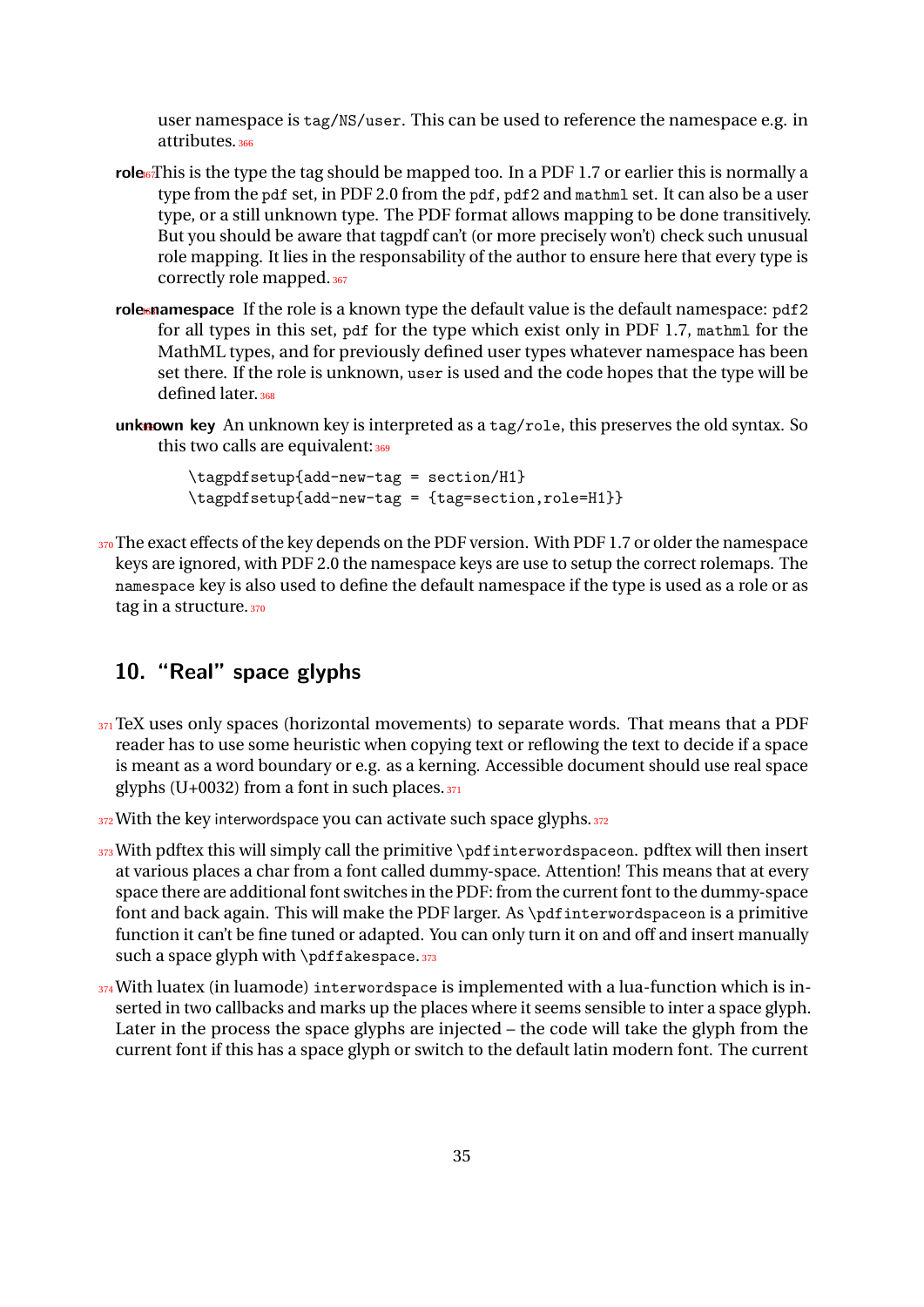user namespace is `tag/NS/user`. This can be used to reference the namespace e.g. in attributes.

**role** This is the type the tag should be mapped too. In a PDF 1.7 or earlier this is normally a type from the `pdf` set, in PDF 2.0 from the `pdf`, `pdf2` and `mathml` set. It can also be a user type, or a still unknown type. The PDF format allows mapping to be done transitively. But you should be aware that tagpdf can't (or more precisely won't) check such unusual role mapping. It lies in the responsability of the author to ensure here that every type is correctly role mapped.

**role-namespace** If the role is a known type the default value is the default namespace: `pdf2` for all types in this set, `pdf` for the type which exist only in PDF 1.7, `mathml` for the MathML types, and for previously defined user types whatever namespace has been set there. If the role is unknown, `user` is used and the code hopes that the type will be defined later.

**unknown key** An unknown key is interpreted as a `tag/role`, this preserves the old syntax. So this two calls are equivalent:

```
\tagpdfsetup{add-new-tag = section/H1}
\tagpdfsetup{add-new-tag = {tag=section,role=H1}}
```

The exact effects of the key depends on the PDF version. With PDF 1.7 or older the namespace keys are ignored, with PDF 2.0 the namespace keys are use to setup the correct rolemaps. The `namespace` key is also used to define the default namespace if the type is used as a role or as tag in a structure.

## 10. "Real" space glyphs

TeX uses only spaces (horizontal movements) to separate words. That means that a PDF reader has to use some heuristic when copying text or reflowing the text to decide if a space is meant as a word boundary or e.g. as a kerning. Accessible document should use real space glyphs (U+0032) from a font in such places.

With the key interwordspace you can activate such space glyphs.

With pdftex this will simply call the primitive `\pdfinterwordspaceon`. pdftex will then insert at various places a char from a font called dummy-space. Attention! This means that at every space there are additional font switches in the PDF: from the current font to the dummy-space font and back again. This will make the PDF larger. As `\pdfinterwordspaceon` is a primitive function it can't be fine tuned or adapted. You can only turn it on and off and insert manually such a space glyph with `\pdffakespace`.

With luatex (in luamode) `interwordspace` is implemented with a lua-function which is inserted in two callbacks and marks up the places where it seems sensible to inter a space glyph. Later in the process the space glyphs are injected – the code will take the glyph from the current font if this has a space glyph or switch to the default latin modern font. The current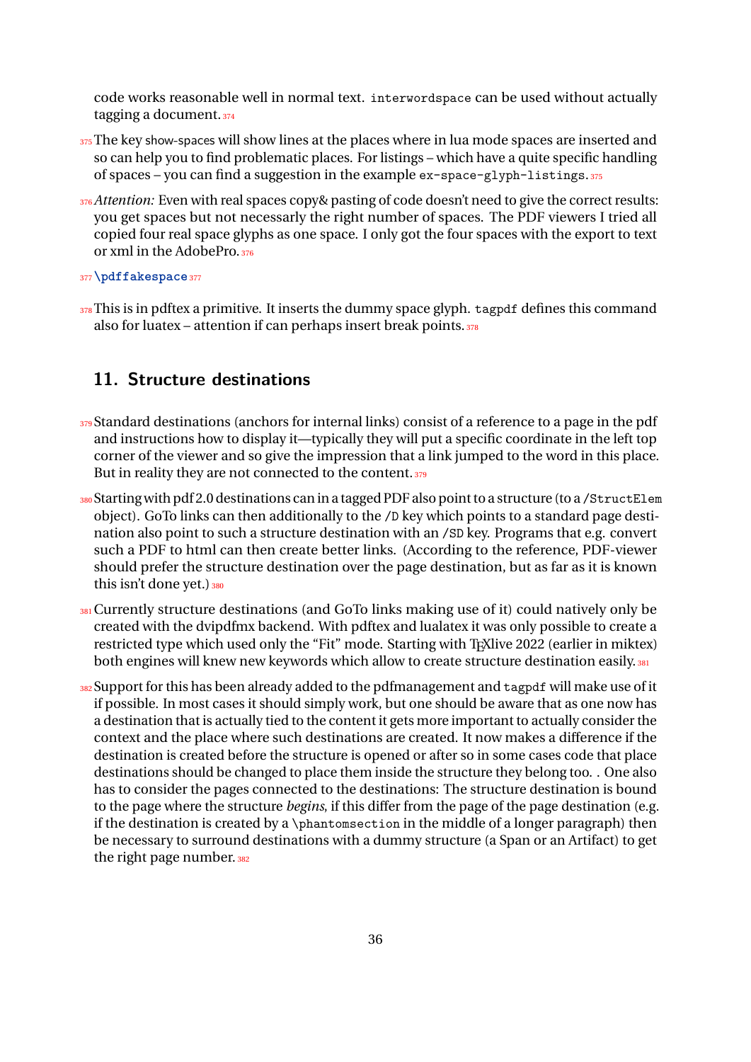code works reasonable well in normal text. `interwordspace` can be used without actually tagging a document.

The key show-spaces will show lines at the places where in lua mode spaces are inserted and so can help you to find problematic places. For listings – which have a quite specific handling of spaces – you can find a suggestion in the example `ex-space-glyph-listings`.

*Attention:* Even with real spaces copy& pasting of code doesn't need to give the correct results: you get spaces but not necessary the right number of spaces. The PDF viewers I tried all copied four real space glyphs as one space. I only got the four spaces with the export to text or xml in the AdobePro.

**`\pdffakespace`**

This is in pdftex a primitive. It inserts the dummy space glyph. `tagpdf` defines this command also for luatex – attention if can perhaps insert break points.

## 11. Structure destinations

Standard destinations (anchors for internal links) consist of a reference to a page in the pdf and instructions how to display it—typically they will put a specific coordinate in the left top corner of the viewer and so give the impression that a link jumped to the word in this place. But in reality they are not connected to the content.

Starting with pdf 2.0 destinations can in a tagged PDF also point to a structure (to a `/StructElem` object). GoTo links can then additionally to the `/D` key which points to a standard page destination also point to such a structure destination with an `/SD` key. Programs that e.g. convert such a PDF to html can then create better links. (According to the reference, PDF-viewer should prefer the structure destination over the page destination, but as far as it is known this isn't done yet.)

Currently structure destinations (and GoTo links making use of it) could natively only be created with the dvipdfmx backend. With pdftex and lualatex it was only possible to create a restricted type which used only the "Fit" mode. Starting with TeXlive 2022 (earlier in miktex) both engines will knew new keywords which allow to create structure destination easily.

Support for this has been already added to the pdfmanagement and `tagpdf` will make use of it if possible. In most cases it should simply work, but one should be aware that as one now has a destination that is actually tied to the content it gets more important to actually consider the context and the place where such destinations are created. It now makes a difference if the destination is created before the structure is opened or after so in some cases code that place destinations should be changed to place them inside the structure they belong too. . One also has to consider the pages connected to the destinations: The structure destination is bound to the page where the structure *begins*, if this differ from the page of the page destination (e.g. if the destination is created by a `\phantomsection` in the middle of a longer paragraph) then be necessary to surround destinations with a dummy structure (a Span or an Artifact) to get the right page number.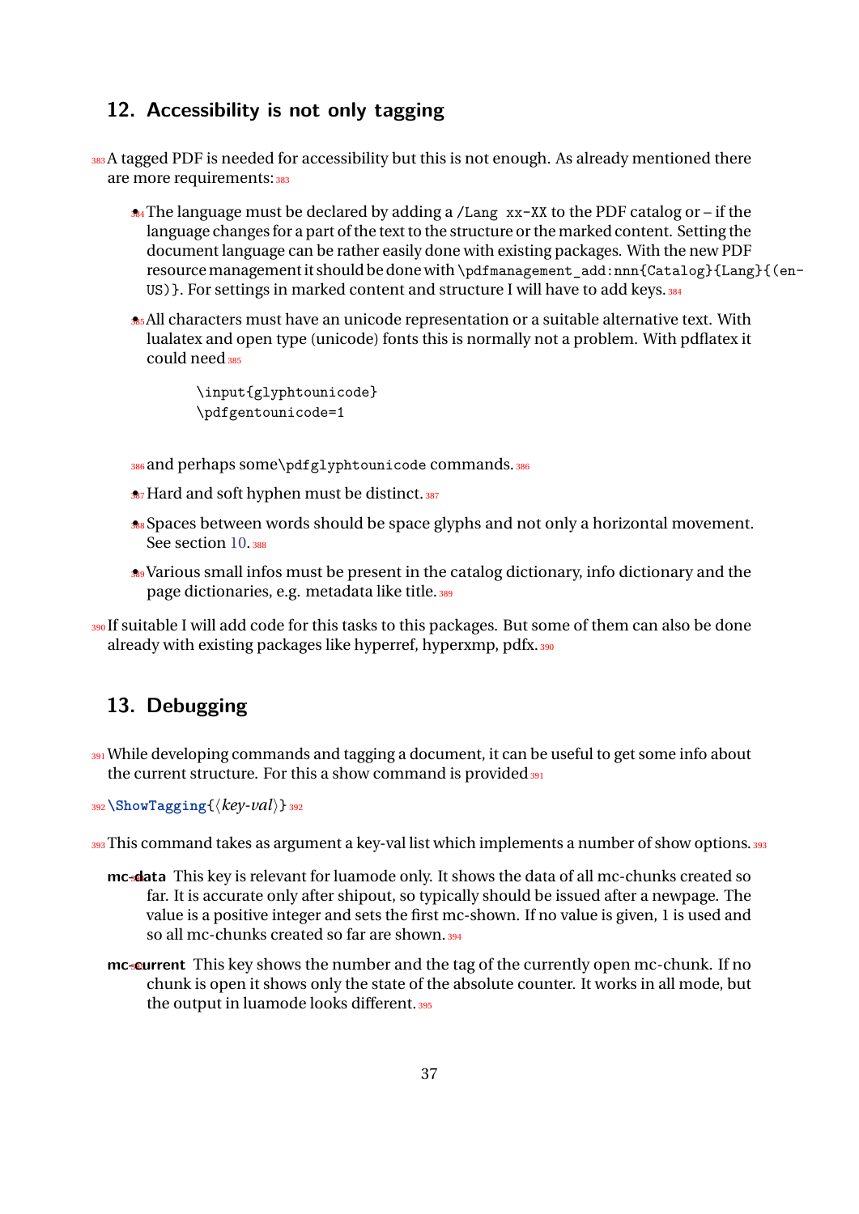## 12. Accessibility is not only tagging

A tagged PDF is needed for accessibility but this is not enough. As already mentioned there are more requirements:

- The language must be declared by adding a `/Lang xx-XX` to the PDF catalog or – if the language changes for a part of the text to the structure or the marked content. Setting the document language can be rather easily done with existing packages. With the new PDF resource management it should be done with `\pdfmanagement_add:nnn{Catalog}{Lang}{(en-US)}`. For settings in marked content and structure I will have to add keys.
- All characters must have an unicode representation or a suitable alternative text. With lualatex and open type (unicode) fonts this is normally not a problem. With pdflatex it could need

  ```
  \input{glyphtounicode}
  \pdfgentounicode=1
  ```

  and perhaps some `\pdfglyphtounicode` commands.
- Hard and soft hyphen must be distinct.
- Spaces between words should be space glyphs and not only a horizontal movement. See section 10.
- Various small infos must be present in the catalog dictionary, info dictionary and the page dictionaries, e.g. metadata like title.

If suitable I will add code for this tasks to this packages. But some of them can also be done already with existing packages like hyperref, hyperxmp, pdfx.

## 13. Debugging

While developing commands and tagging a document, it can be useful to get some info about the current structure. For this a show command is provided

`\ShowTagging{⟨key-val⟩}`

This command takes as argument a key-val list which implements a number of show options.

**mc-data** This key is relevant for luamode only. It shows the data of all mc-chunks created so far. It is accurate only after shipout, so typically should be issued after a newpage. The value is a positive integer and sets the first mc-shown. If no value is given, 1 is used and so all mc-chunks created so far are shown.

**mc-current** This key shows the number and the tag of the currently open mc-chunk. If no chunk is open it shows only the state of the absolute counter. It works in all mode, but the output in luamode looks different.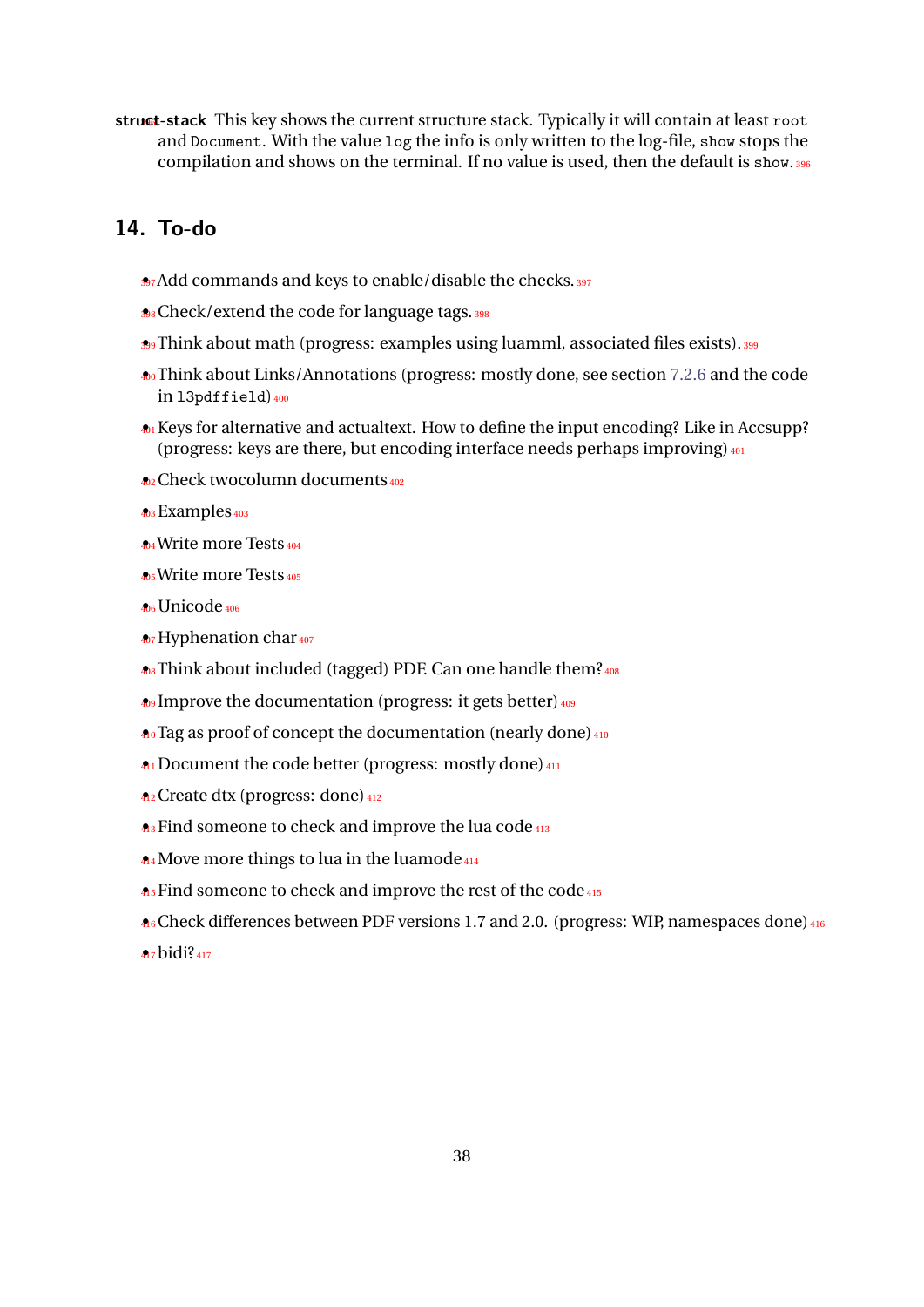**struct-stack** This key shows the current structure stack. Typically it will contain at least `root` and `Document`. With the value `log` the info is only written to the log-file, `show` stops the compilation and shows on the terminal. If no value is used, then the default is `show`.

## 14. To-do

- Add commands and keys to enable/disable the checks.
- Check/extend the code for language tags.
- Think about math (progress: examples using luamml, associated files exists).
- Think about Links/Annotations (progress: mostly done, see section 7.2.6 and the code in `l3pdffield`)
- Keys for alternative and actualtext. How to define the input encoding? Like in Accsupp? (progress: keys are there, but encoding interface needs perhaps improving)
- Check twocolumn documents
- Examples
- Write more Tests
- Write more Tests
- Unicode
- Hyphenation char
- Think about included (tagged) PDF. Can one handle them?
- Improve the documentation (progress: it gets better)
- Tag as proof of concept the documentation (nearly done)
- Document the code better (progress: mostly done)
- Create dtx (progress: done)
- Find someone to check and improve the lua code
- Move more things to lua in the luamode
- Find someone to check and improve the rest of the code
- Check differences between PDF versions 1.7 and 2.0. (progress: WIP, namespaces done)
- bidi?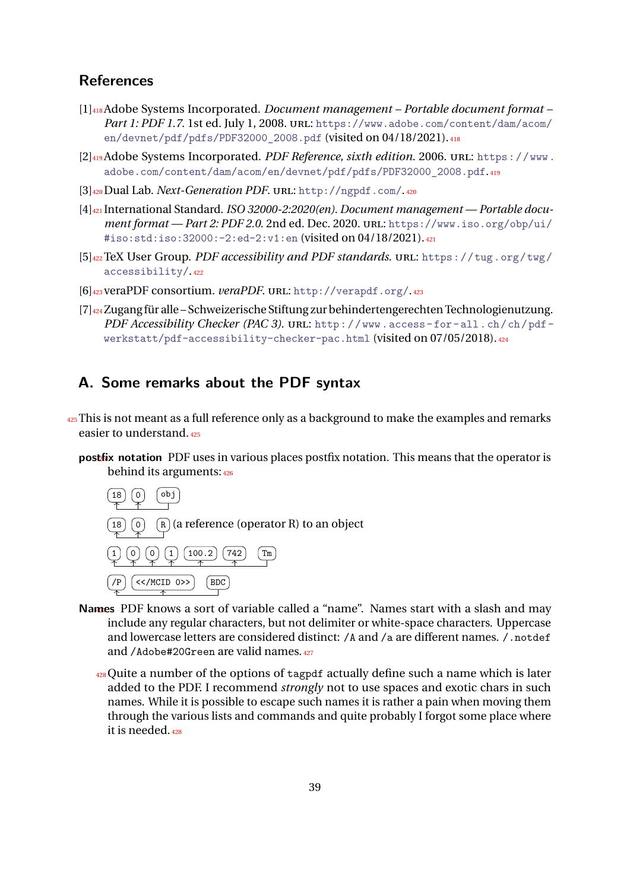## References

[1] Adobe Systems Incorporated. *Document management – Portable document format – Part 1: PDF 1.7*. 1st ed. July 1, 2008. URL: https://www.adobe.com/content/dam/acom/en/devnet/pdf/pdfs/PDF32000_2008.pdf (visited on 04/18/2021).

[2] Adobe Systems Incorporated. *PDF Reference, sixth edition*. 2006. URL: https://www.adobe.com/content/dam/acom/en/devnet/pdf/pdfs/PDF32000_2008.pdf.

[3] Dual Lab. *Next-Generation PDF*. URL: http://ngpdf.com/.

[4] International Standard. *ISO 32000-2:2020(en). Document management — Portable document format — Part 2: PDF 2.0*. 2nd ed. Dec. 2020. URL: https://www.iso.org/obp/ui/#iso:std:iso:32000:-2:ed-2:v1:en (visited on 04/18/2021).

[5] TeX User Group. *PDF accessibility and PDF standards*. URL: https://tug.org/twg/accessibility/.

[6] veraPDF consortium. *veraPDF*. URL: http://verapdf.org/.

[7] Zugang für alle – Schweizerische Stiftung zur behindertengerechten Technologienutzung. *PDF Accessibility Checker (PAC 3)*. URL: http://www.access-for-all.ch/ch/pdf-werkstatt/pdf-accessibility-checker-pac.html (visited on 07/05/2018).

## A. Some remarks about the PDF syntax

This is not meant as a full reference only as a background to make the examples and remarks easier to understand.

**postfix notation** PDF uses in various places postfix notation. This means that the operator is behind its arguments:

```
18 0 obj
18 0 R (a reference (operator R) to an object
1 0 0 1 100.2 742 Tm
/P <</MCID 0>> BDC
```

**Names** PDF knows a sort of variable called a “name”. Names start with a slash and may include any regular characters, but not delimiter or white-space characters. Uppercase and lowercase letters are considered distinct: `/A` and `/a` are different names. `/.notdef` and `/Adobe#20Green` are valid names.

Quite a number of the options of `tagpdf` actually define such a name which is later added to the PDF. I recommend *strongly* not to use spaces and exotic chars in such names. While it is possible to escape such names it is rather a pain when moving them through the various lists and commands and quite probably I forgot some place where it is needed.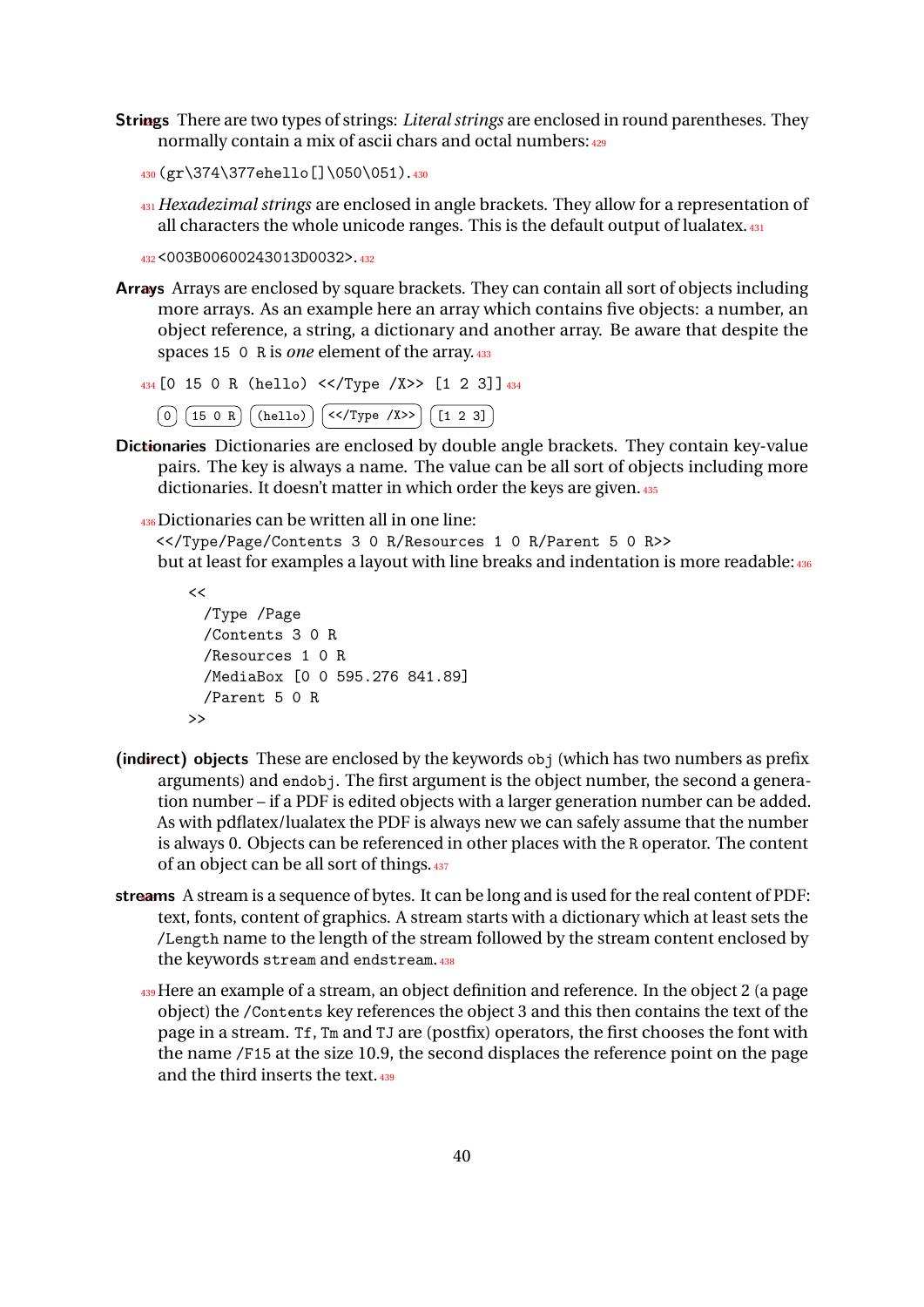**Strings** There are two types of strings: *Literal strings* are enclosed in round parentheses. They normally contain a mix of ascii chars and octal numbers:

```
(gr\374\377ehello[]\050\051).
```

*Hexadezimal strings* are enclosed in angle brackets. They allow for a representation of all characters the whole unicode ranges. This is the default output of lualatex.

```
<003B00600243013D0032>.
```

**Arrays** Arrays are enclosed by square brackets. They can contain all sort of objects including more arrays. As an example here an array which contains five objects: a number, an object reference, a string, a dictionary and another array. Be aware that despite the spaces `15 0 R` is *one* element of the array.

```
[0 15 0 R (hello) <</Type /X>> [1 2 3]]
```

`0` `15 0 R` `(hello)` `<</Type /X>>` `[1 2 3]`

**Dictionaries** Dictionaries are enclosed by double angle brackets. They contain key-value pairs. The key is always a name. The value can be all sort of objects including more dictionaries. It doesn't matter in which order the keys are given.

Dictionaries can be written all in one line:
`<</Type/Page/Contents 3 0 R/Resources 1 0 R/Parent 5 0 R>>`
but at least for examples a layout with line breaks and indentation is more readable:

```
<<
  /Type /Page
  /Contents 3 0 R
  /Resources 1 0 R
  /MediaBox [0 0 595.276 841.89]
  /Parent 5 0 R
>>
```

**(indirect) objects** These are enclosed by the keywords `obj` (which has two numbers as prefix arguments) and `endobj`. The first argument is the object number, the second a generation number – if a PDF is edited objects with a larger generation number can be added. As with pdflatex/lualatex the PDF is always new we can safely assume that the number is always 0. Objects can be referenced in other places with the `R` operator. The content of an object can be all sort of things.

**streams** A stream is a sequence of bytes. It can be long and is used for the real content of PDF: text, fonts, content of graphics. A stream starts with a dictionary which at least sets the `/Length` name to the length of the stream followed by the stream content enclosed by the keywords `stream` and `endstream`.

Here an example of a stream, an object definition and reference. In the object 2 (a page object) the `/Contents` key references the object 3 and this then contains the text of the page in a stream. `Tf`, `Tm` and `TJ` are (postfix) operators, the first chooses the font with the name `/F15` at the size 10.9, the second displaces the reference point on the page and the third inserts the text.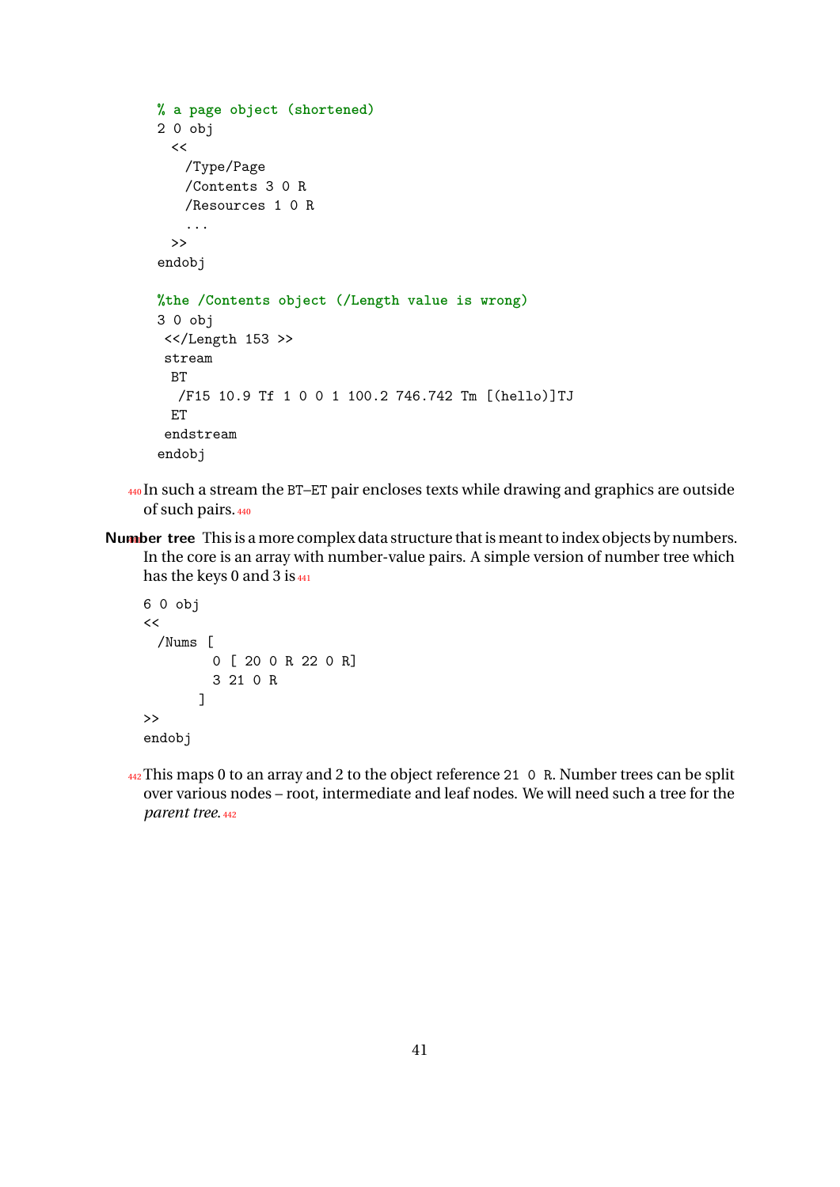```
% a page object (shortened)
2 0 obj
  <<
    /Type/Page
    /Contents 3 0 R
    /Resources 1 0 R
    ...
  >>
endobj

%the /Contents object (/Length value is wrong)
3 0 obj
 <</Length 153 >>
 stream
  BT
   /F15 10.9 Tf 1 0 0 1 100.2 746.742 Tm [(hello)]TJ
  ET
 endstream
endobj
```

In such a stream the BT–ET pair encloses texts while drawing and graphics are outside of such pairs.

**Number tree** This is a more complex data structure that is meant to index objects by numbers. In the core is an array with number-value pairs. A simple version of number tree which has the keys 0 and 3 is

```
6 0 obj
<<
  /Nums [
        0 [ 20 0 R 22 0 R]
        3 21 0 R
      ]
>>
endobj
```

This maps 0 to an array and 2 to the object reference `21 0 R`. Number trees can be split over various nodes – root, intermediate and leaf nodes. We will need such a tree for the *parent tree.*